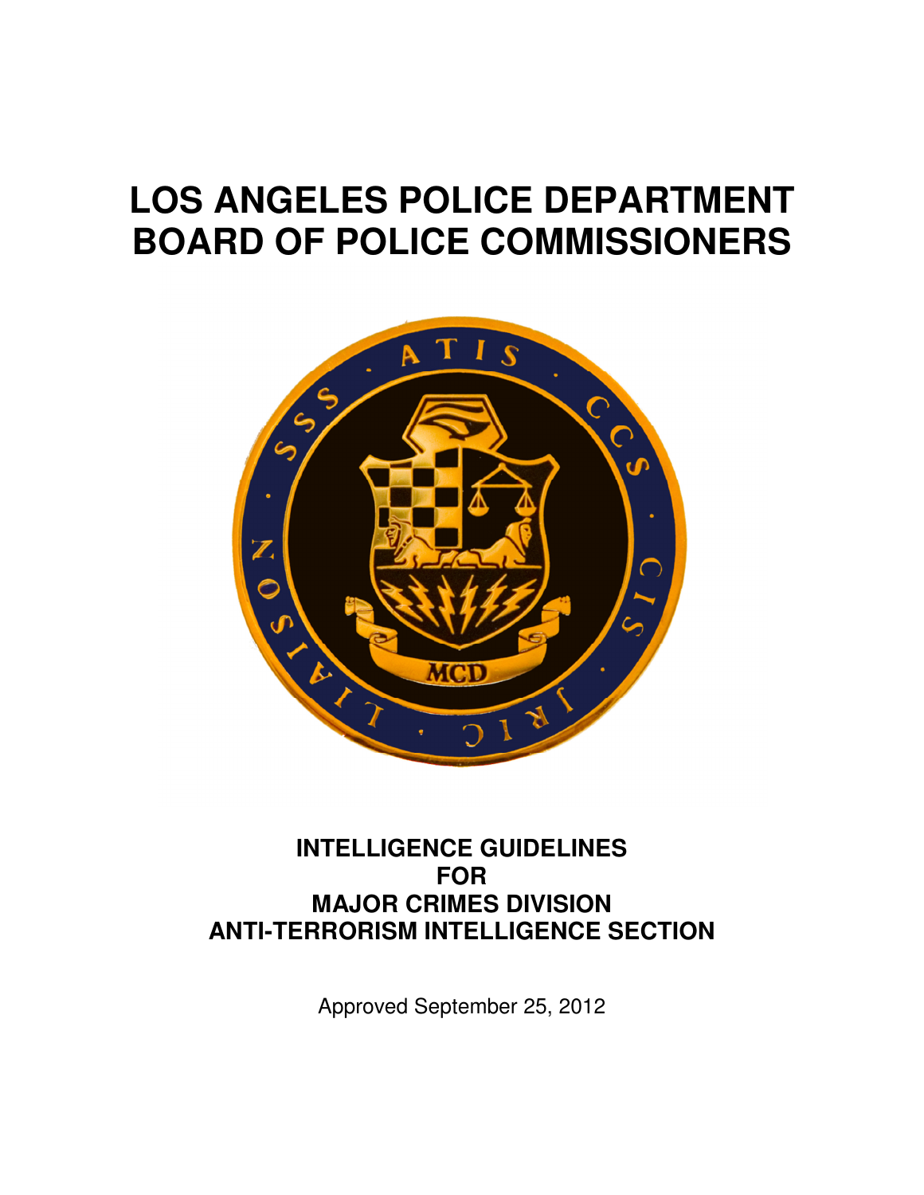# LOS ANGELES POLICE DEPARTMENT
# BOARD OF POLICE COMMISSIONERS

## INTELLIGENCE GUIDELINES
## FOR
## MAJOR CRIMES DIVISION
## ANTI-TERRORISM INTELLIGENCE SECTION

Approved September 25, 2012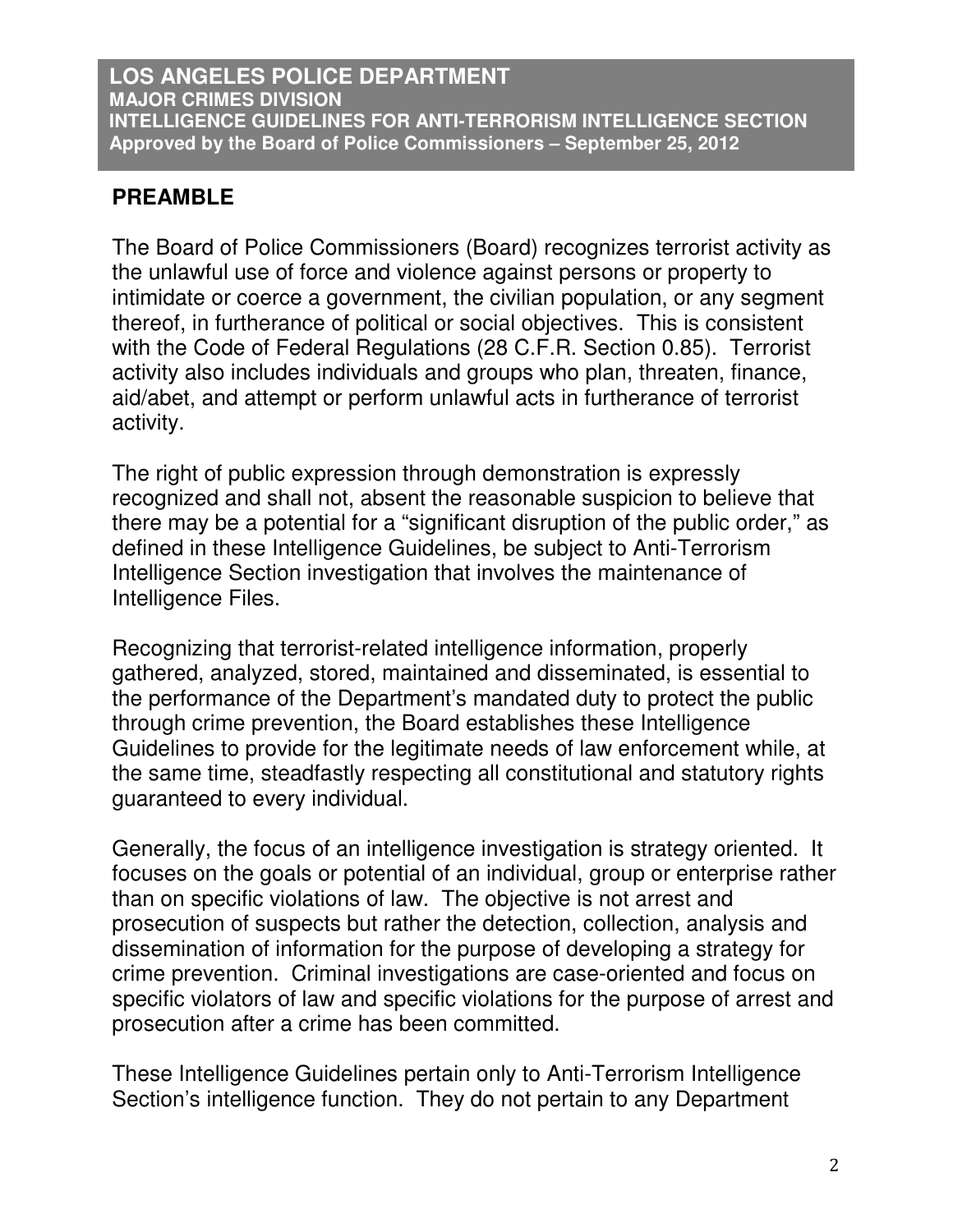**LOS ANGELES POLICE DEPARTMENT**
**MAJOR CRIMES DIVISION**
**INTELLIGENCE GUIDELINES FOR ANTI-TERRORISM INTELLIGENCE SECTION**
**Approved by the Board of Police Commissioners – September 25, 2012**

## PREAMBLE

The Board of Police Commissioners (Board) recognizes terrorist activity as the unlawful use of force and violence against persons or property to intimidate or coerce a government, the civilian population, or any segment thereof, in furtherance of political or social objectives. This is consistent with the Code of Federal Regulations (28 C.F.R. Section 0.85). Terrorist activity also includes individuals and groups who plan, threaten, finance, aid/abet, and attempt or perform unlawful acts in furtherance of terrorist activity.

The right of public expression through demonstration is expressly recognized and shall not, absent the reasonable suspicion to believe that there may be a potential for a "significant disruption of the public order," as defined in these Intelligence Guidelines, be subject to Anti-Terrorism Intelligence Section investigation that involves the maintenance of Intelligence Files.

Recognizing that terrorist-related intelligence information, properly gathered, analyzed, stored, maintained and disseminated, is essential to the performance of the Department's mandated duty to protect the public through crime prevention, the Board establishes these Intelligence Guidelines to provide for the legitimate needs of law enforcement while, at the same time, steadfastly respecting all constitutional and statutory rights guaranteed to every individual.

Generally, the focus of an intelligence investigation is strategy oriented. It focuses on the goals or potential of an individual, group or enterprise rather than on specific violations of law. The objective is not arrest and prosecution of suspects but rather the detection, collection, analysis and dissemination of information for the purpose of developing a strategy for crime prevention. Criminal investigations are case-oriented and focus on specific violators of law and specific violations for the purpose of arrest and prosecution after a crime has been committed.

These Intelligence Guidelines pertain only to Anti-Terrorism Intelligence Section's intelligence function. They do not pertain to any Department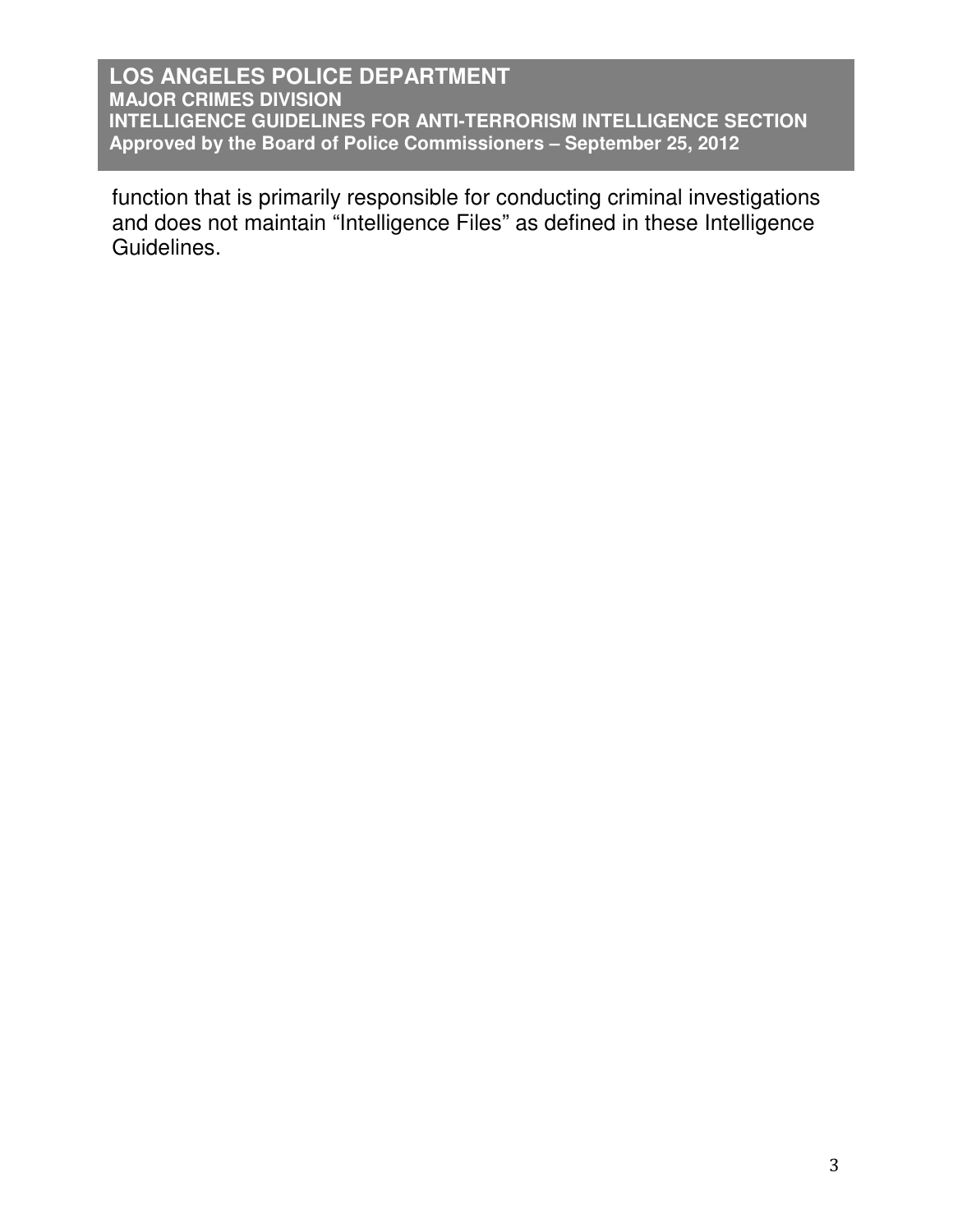function that is primarily responsible for conducting criminal investigations and does not maintain “Intelligence Files” as defined in these Intelligence Guidelines.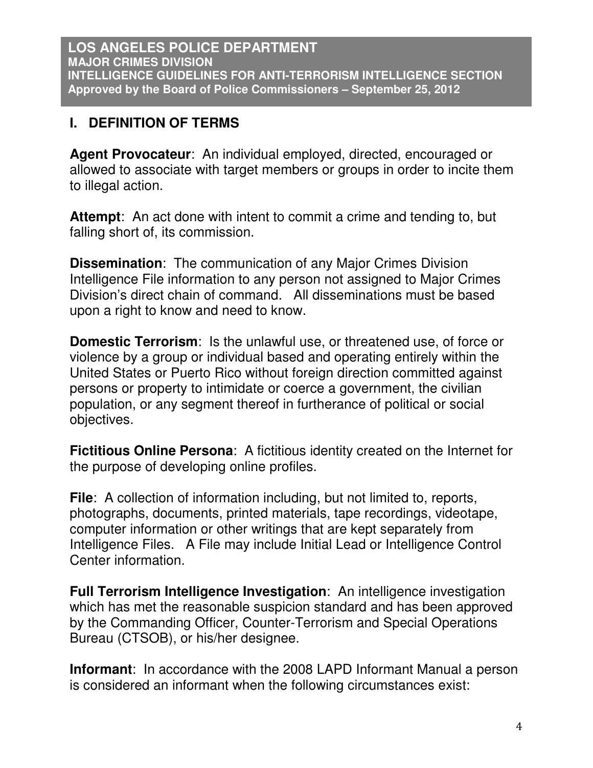**LOS ANGELES POLICE DEPARTMENT**
**MAJOR CRIMES DIVISION**
**INTELLIGENCE GUIDELINES FOR ANTI-TERRORISM INTELLIGENCE SECTION**
**Approved by the Board of Police Commissioners – September 25, 2012**

## I. DEFINITION OF TERMS

**Agent Provocateur**: An individual employed, directed, encouraged or allowed to associate with target members or groups in order to incite them to illegal action.

**Attempt**: An act done with intent to commit a crime and tending to, but falling short of, its commission.

**Dissemination**: The communication of any Major Crimes Division Intelligence File information to any person not assigned to Major Crimes Division's direct chain of command. All disseminations must be based upon a right to know and need to know.

**Domestic Terrorism**: Is the unlawful use, or threatened use, of force or violence by a group or individual based and operating entirely within the United States or Puerto Rico without foreign direction committed against persons or property to intimidate or coerce a government, the civilian population, or any segment thereof in furtherance of political or social objectives.

**Fictitious Online Persona**: A fictitious identity created on the Internet for the purpose of developing online profiles.

**File**: A collection of information including, but not limited to, reports, photographs, documents, printed materials, tape recordings, videotape, computer information or other writings that are kept separately from Intelligence Files. A File may include Initial Lead or Intelligence Control Center information.

**Full Terrorism Intelligence Investigation**: An intelligence investigation which has met the reasonable suspicion standard and has been approved by the Commanding Officer, Counter-Terrorism and Special Operations Bureau (CTSOB), or his/her designee.

**Informant**: In accordance with the 2008 LAPD Informant Manual a person is considered an informant when the following circumstances exist: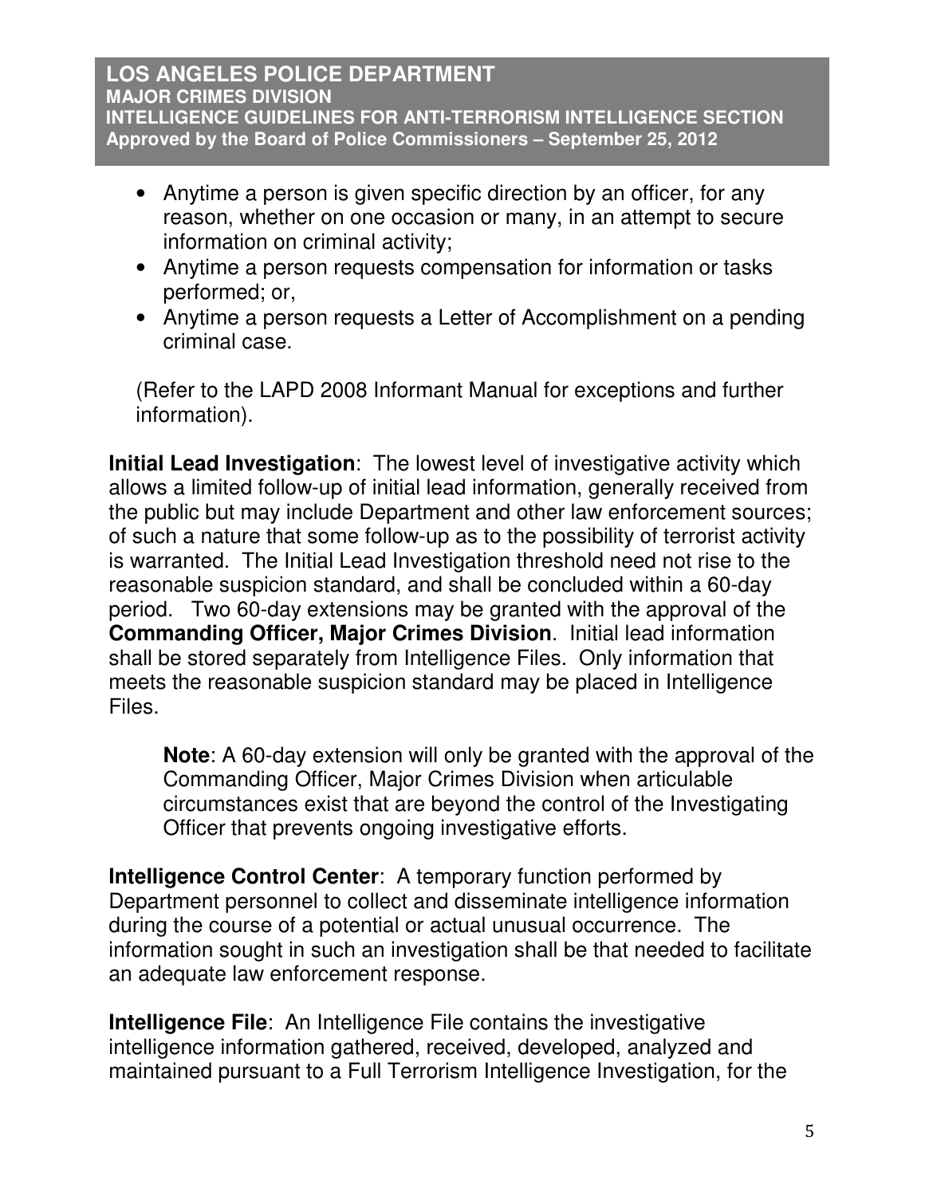- Anytime a person is given specific direction by an officer, for any reason, whether on one occasion or many, in an attempt to secure information on criminal activity;
- Anytime a person requests compensation for information or tasks performed; or,
- Anytime a person requests a Letter of Accomplishment on a pending criminal case.

(Refer to the LAPD 2008 Informant Manual for exceptions and further information).

**Initial Lead Investigation**: The lowest level of investigative activity which allows a limited follow-up of initial lead information, generally received from the public but may include Department and other law enforcement sources; of such a nature that some follow-up as to the possibility of terrorist activity is warranted. The Initial Lead Investigation threshold need not rise to the reasonable suspicion standard, and shall be concluded within a 60-day period. Two 60-day extensions may be granted with the approval of the **Commanding Officer, Major Crimes Division**. Initial lead information shall be stored separately from Intelligence Files. Only information that meets the reasonable suspicion standard may be placed in Intelligence Files.

> **Note**: A 60-day extension will only be granted with the approval of the Commanding Officer, Major Crimes Division when articulable circumstances exist that are beyond the control of the Investigating Officer that prevents ongoing investigative efforts.

**Intelligence Control Center**: A temporary function performed by Department personnel to collect and disseminate intelligence information during the course of a potential or actual unusual occurrence. The information sought in such an investigation shall be that needed to facilitate an adequate law enforcement response.

**Intelligence File**: An Intelligence File contains the investigative intelligence information gathered, received, developed, analyzed and maintained pursuant to a Full Terrorism Intelligence Investigation, for the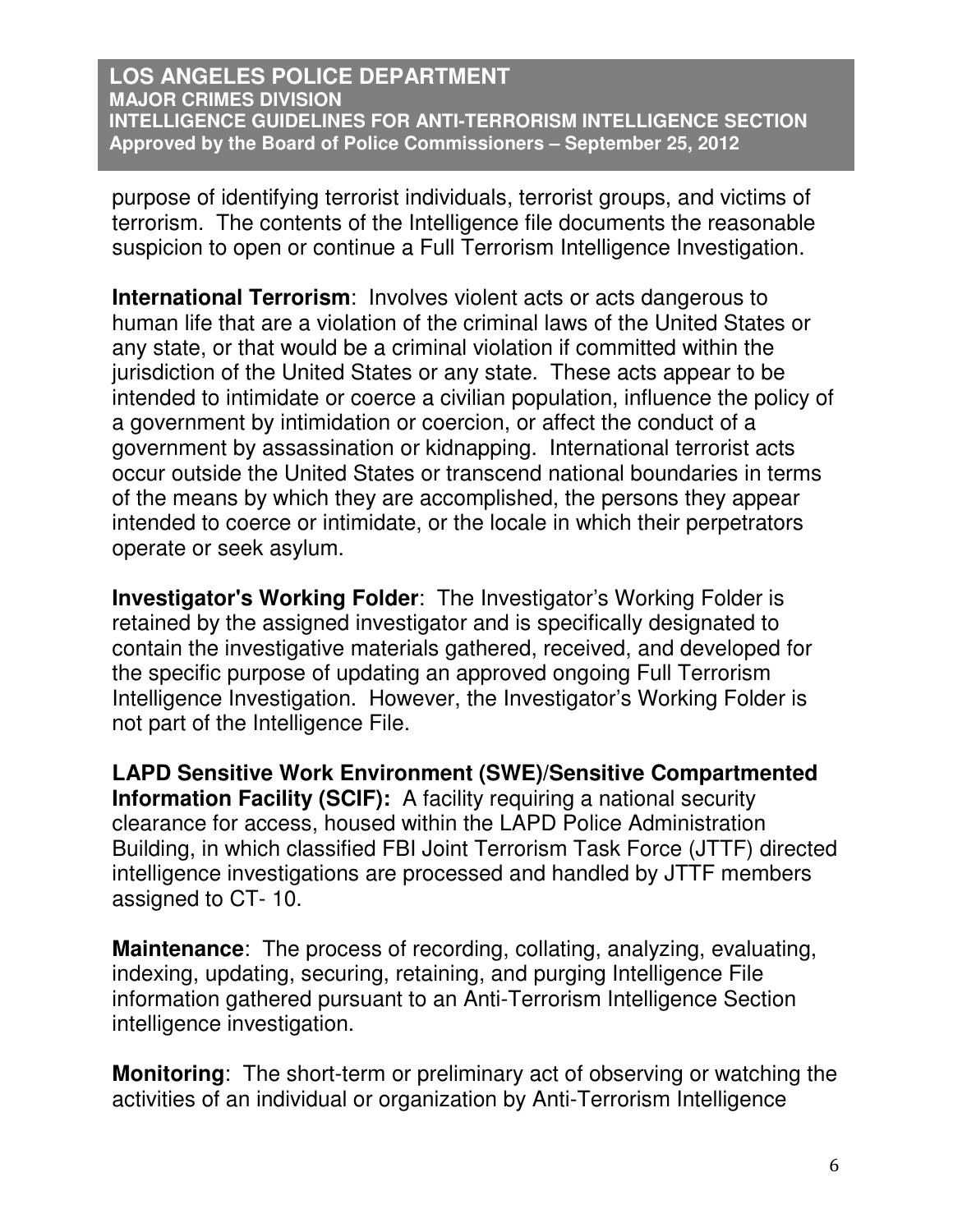purpose of identifying terrorist individuals, terrorist groups, and victims of terrorism. The contents of the Intelligence file documents the reasonable suspicion to open or continue a Full Terrorism Intelligence Investigation.

**International Terrorism**: Involves violent acts or acts dangerous to human life that are a violation of the criminal laws of the United States or any state, or that would be a criminal violation if committed within the jurisdiction of the United States or any state. These acts appear to be intended to intimidate or coerce a civilian population, influence the policy of a government by intimidation or coercion, or affect the conduct of a government by assassination or kidnapping. International terrorist acts occur outside the United States or transcend national boundaries in terms of the means by which they are accomplished, the persons they appear intended to coerce or intimidate, or the locale in which their perpetrators operate or seek asylum.

**Investigator's Working Folder**: The Investigator's Working Folder is retained by the assigned investigator and is specifically designated to contain the investigative materials gathered, received, and developed for the specific purpose of updating an approved ongoing Full Terrorism Intelligence Investigation. However, the Investigator's Working Folder is not part of the Intelligence File.

**LAPD Sensitive Work Environment (SWE)/Sensitive Compartmented Information Facility (SCIF):** A facility requiring a national security clearance for access, housed within the LAPD Police Administration Building, in which classified FBI Joint Terrorism Task Force (JTTF) directed intelligence investigations are processed and handled by JTTF members assigned to CT- 10.

**Maintenance**: The process of recording, collating, analyzing, evaluating, indexing, updating, securing, retaining, and purging Intelligence File information gathered pursuant to an Anti-Terrorism Intelligence Section intelligence investigation.

**Monitoring**: The short-term or preliminary act of observing or watching the activities of an individual or organization by Anti-Terrorism Intelligence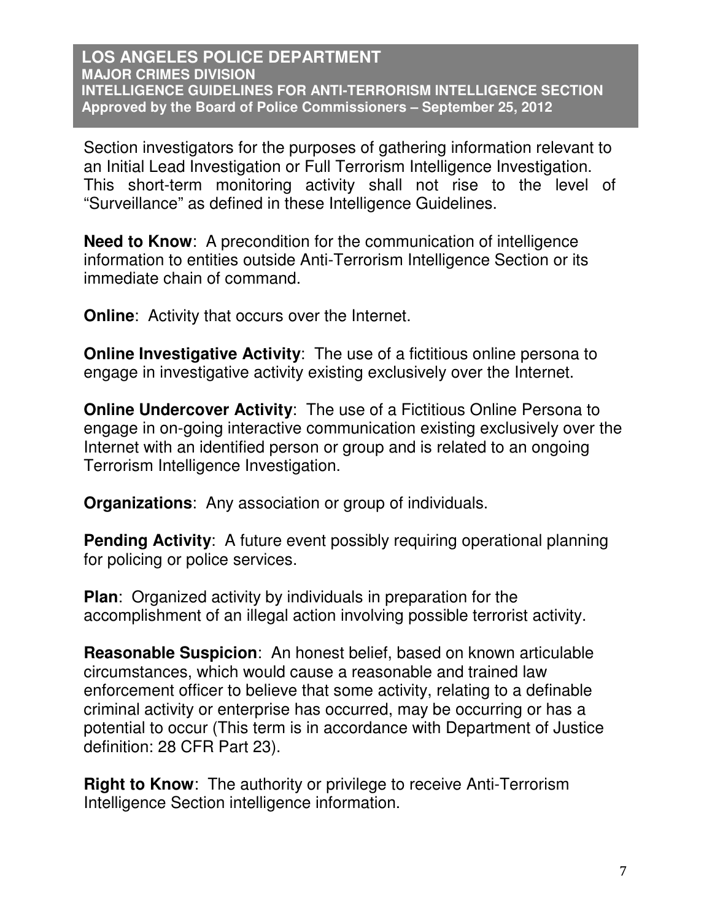Section investigators for the purposes of gathering information relevant to an Initial Lead Investigation or Full Terrorism Intelligence Investigation. This short-term monitoring activity shall not rise to the level of "Surveillance" as defined in these Intelligence Guidelines.

**Need to Know**: A precondition for the communication of intelligence information to entities outside Anti-Terrorism Intelligence Section or its immediate chain of command.

**Online**: Activity that occurs over the Internet.

**Online Investigative Activity**: The use of a fictitious online persona to engage in investigative activity existing exclusively over the Internet.

**Online Undercover Activity**: The use of a Fictitious Online Persona to engage in on-going interactive communication existing exclusively over the Internet with an identified person or group and is related to an ongoing Terrorism Intelligence Investigation.

**Organizations**: Any association or group of individuals.

**Pending Activity**: A future event possibly requiring operational planning for policing or police services.

**Plan**: Organized activity by individuals in preparation for the accomplishment of an illegal action involving possible terrorist activity.

**Reasonable Suspicion**: An honest belief, based on known articulable circumstances, which would cause a reasonable and trained law enforcement officer to believe that some activity, relating to a definable criminal activity or enterprise has occurred, may be occurring or has a potential to occur (This term is in accordance with Department of Justice definition: 28 CFR Part 23).

**Right to Know**: The authority or privilege to receive Anti-Terrorism Intelligence Section intelligence information.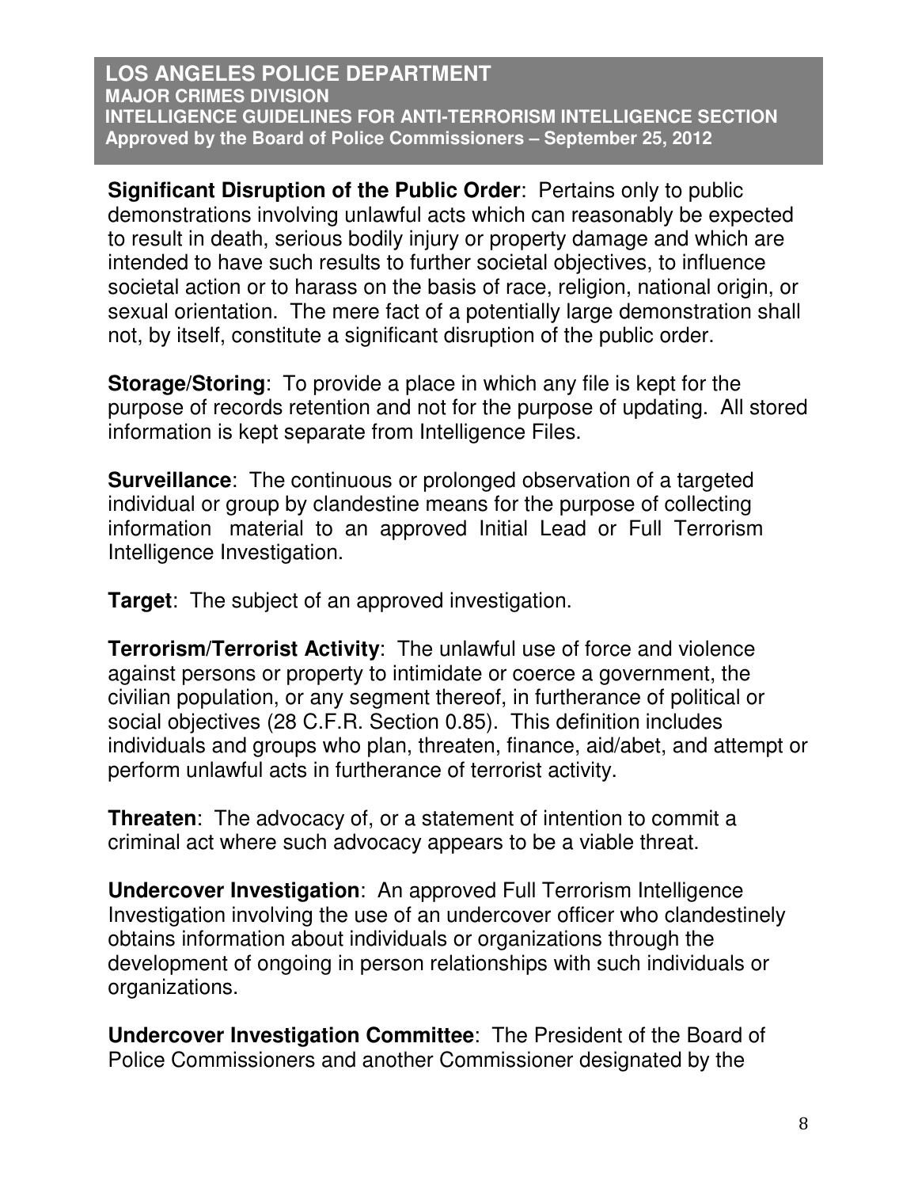**Significant Disruption of the Public Order**: Pertains only to public demonstrations involving unlawful acts which can reasonably be expected to result in death, serious bodily injury or property damage and which are intended to have such results to further societal objectives, to influence societal action or to harass on the basis of race, religion, national origin, or sexual orientation. The mere fact of a potentially large demonstration shall not, by itself, constitute a significant disruption of the public order.

**Storage/Storing**: To provide a place in which any file is kept for the purpose of records retention and not for the purpose of updating. All stored information is kept separate from Intelligence Files.

**Surveillance**: The continuous or prolonged observation of a targeted individual or group by clandestine means for the purpose of collecting information material to an approved Initial Lead or Full Terrorism Intelligence Investigation.

**Target**: The subject of an approved investigation.

**Terrorism/Terrorist Activity**: The unlawful use of force and violence against persons or property to intimidate or coerce a government, the civilian population, or any segment thereof, in furtherance of political or social objectives (28 C.F.R. Section 0.85). This definition includes individuals and groups who plan, threaten, finance, aid/abet, and attempt or perform unlawful acts in furtherance of terrorist activity.

**Threaten**: The advocacy of, or a statement of intention to commit a criminal act where such advocacy appears to be a viable threat.

**Undercover Investigation**: An approved Full Terrorism Intelligence Investigation involving the use of an undercover officer who clandestinely obtains information about individuals or organizations through the development of ongoing in person relationships with such individuals or organizations.

**Undercover Investigation Committee**: The President of the Board of Police Commissioners and another Commissioner designated by the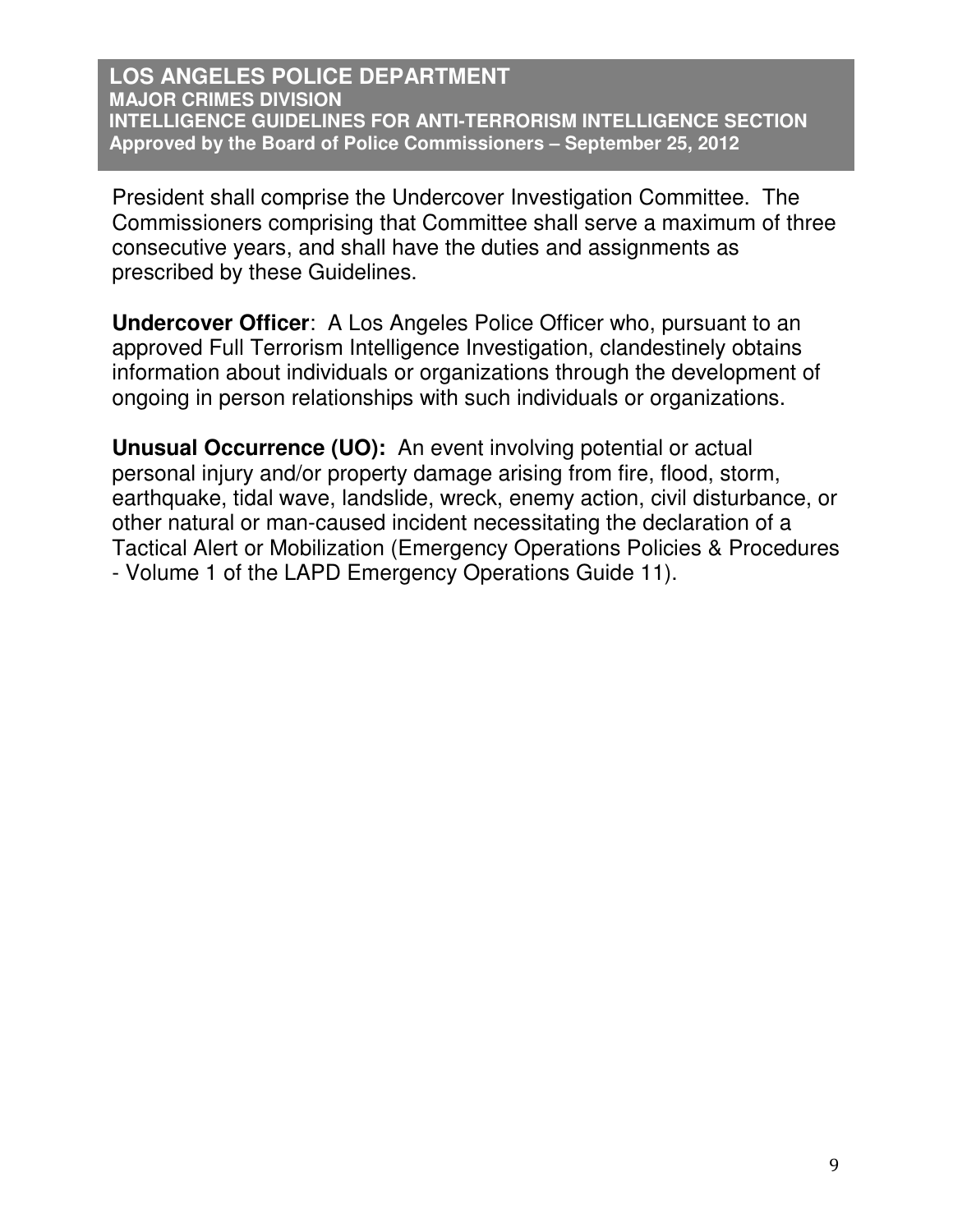President shall comprise the Undercover Investigation Committee. The Commissioners comprising that Committee shall serve a maximum of three consecutive years, and shall have the duties and assignments as prescribed by these Guidelines.

**Undercover Officer**: A Los Angeles Police Officer who, pursuant to an approved Full Terrorism Intelligence Investigation, clandestinely obtains information about individuals or organizations through the development of ongoing in person relationships with such individuals or organizations.

**Unusual Occurrence (UO):** An event involving potential or actual personal injury and/or property damage arising from fire, flood, storm, earthquake, tidal wave, landslide, wreck, enemy action, civil disturbance, or other natural or man-caused incident necessitating the declaration of a Tactical Alert or Mobilization (Emergency Operations Policies & Procedures - Volume 1 of the LAPD Emergency Operations Guide 11).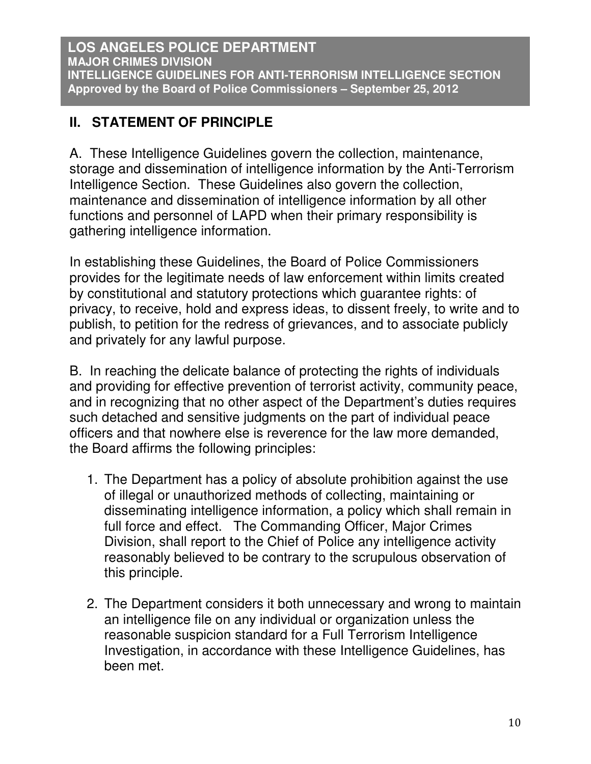## II. STATEMENT OF PRINCIPLE

A. These Intelligence Guidelines govern the collection, maintenance, storage and dissemination of intelligence information by the Anti-Terrorism Intelligence Section. These Guidelines also govern the collection, maintenance and dissemination of intelligence information by all other functions and personnel of LAPD when their primary responsibility is gathering intelligence information.

In establishing these Guidelines, the Board of Police Commissioners provides for the legitimate needs of law enforcement within limits created by constitutional and statutory protections which guarantee rights: of privacy, to receive, hold and express ideas, to dissent freely, to write and to publish, to petition for the redress of grievances, and to associate publicly and privately for any lawful purpose.

B. In reaching the delicate balance of protecting the rights of individuals and providing for effective prevention of terrorist activity, community peace, and in recognizing that no other aspect of the Department's duties requires such detached and sensitive judgments on the part of individual peace officers and that nowhere else is reverence for the law more demanded, the Board affirms the following principles:

1. The Department has a policy of absolute prohibition against the use of illegal or unauthorized methods of collecting, maintaining or disseminating intelligence information, a policy which shall remain in full force and effect. The Commanding Officer, Major Crimes Division, shall report to the Chief of Police any intelligence activity reasonably believed to be contrary to the scrupulous observation of this principle.

2. The Department considers it both unnecessary and wrong to maintain an intelligence file on any individual or organization unless the reasonable suspicion standard for a Full Terrorism Intelligence Investigation, in accordance with these Intelligence Guidelines, has been met.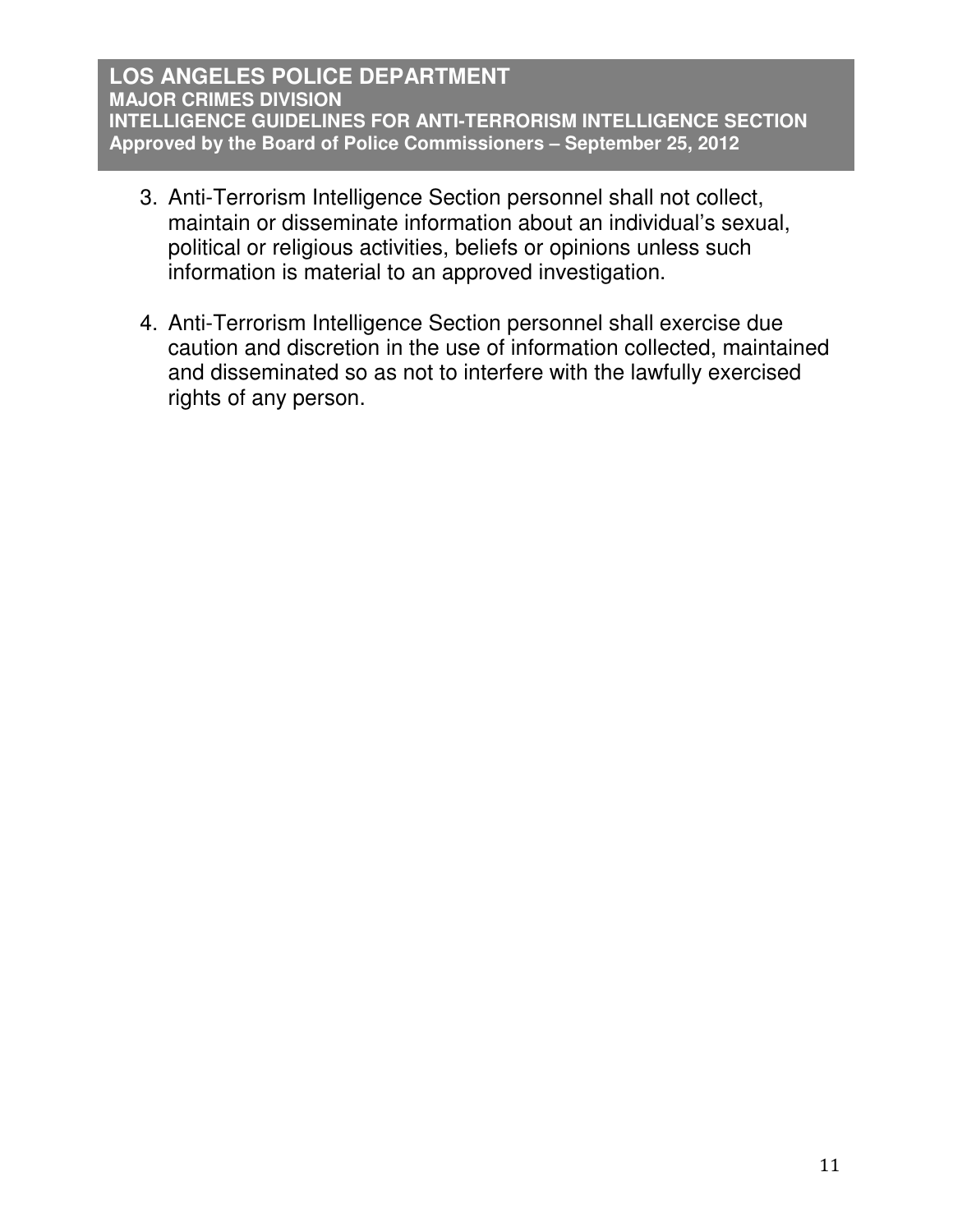3. Anti-Terrorism Intelligence Section personnel shall not collect, maintain or disseminate information about an individual's sexual, political or religious activities, beliefs or opinions unless such information is material to an approved investigation.

4. Anti-Terrorism Intelligence Section personnel shall exercise due caution and discretion in the use of information collected, maintained and disseminated so as not to interfere with the lawfully exercised rights of any person.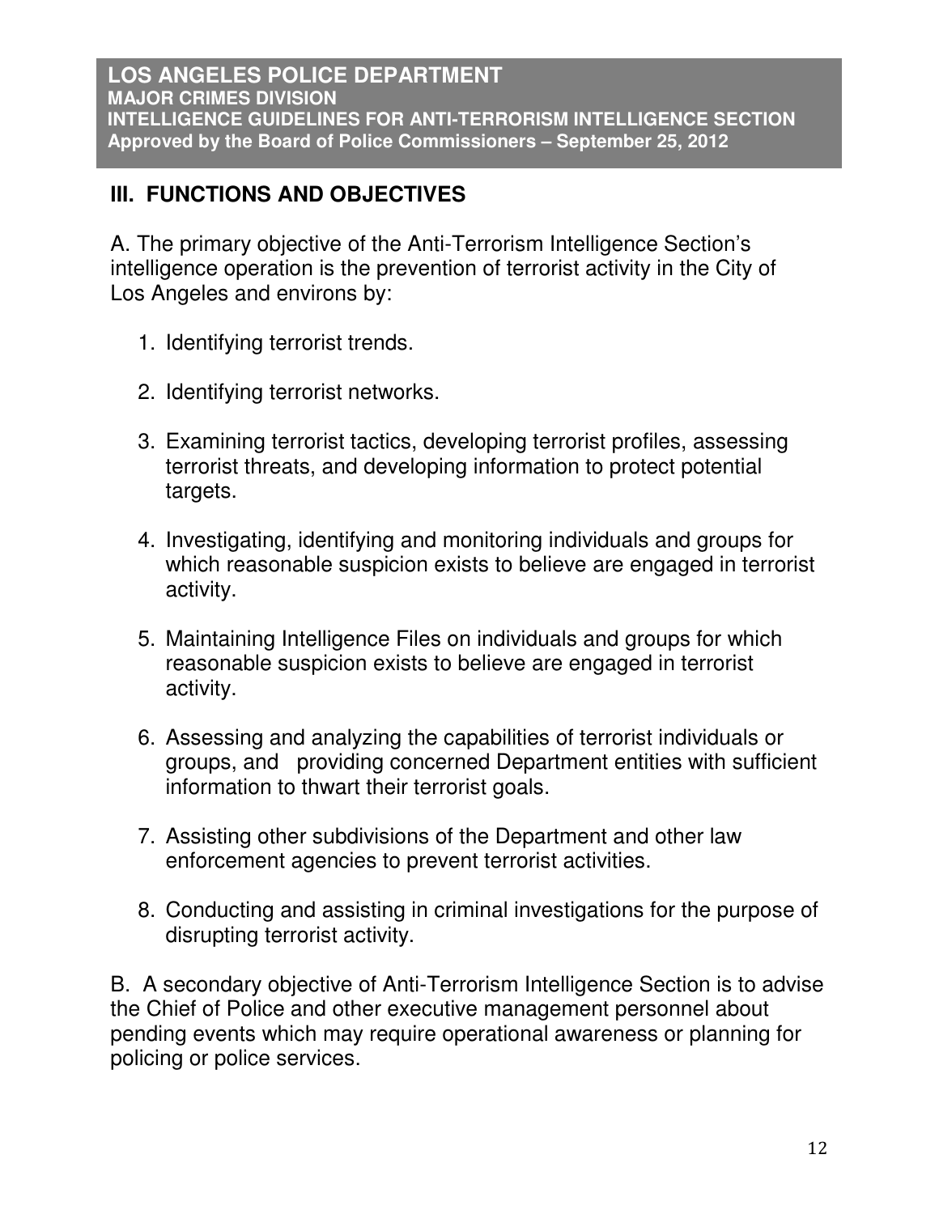## III. FUNCTIONS AND OBJECTIVES

A. The primary objective of the Anti-Terrorism Intelligence Section's intelligence operation is the prevention of terrorist activity in the City of Los Angeles and environs by:

1. Identifying terrorist trends.

2. Identifying terrorist networks.

3. Examining terrorist tactics, developing terrorist profiles, assessing terrorist threats, and developing information to protect potential targets.

4. Investigating, identifying and monitoring individuals and groups for which reasonable suspicion exists to believe are engaged in terrorist activity.

5. Maintaining Intelligence Files on individuals and groups for which reasonable suspicion exists to believe are engaged in terrorist activity.

6. Assessing and analyzing the capabilities of terrorist individuals or groups, and providing concerned Department entities with sufficient information to thwart their terrorist goals.

7. Assisting other subdivisions of the Department and other law enforcement agencies to prevent terrorist activities.

8. Conducting and assisting in criminal investigations for the purpose of disrupting terrorist activity.

B. A secondary objective of Anti-Terrorism Intelligence Section is to advise the Chief of Police and other executive management personnel about pending events which may require operational awareness or planning for policing or police services.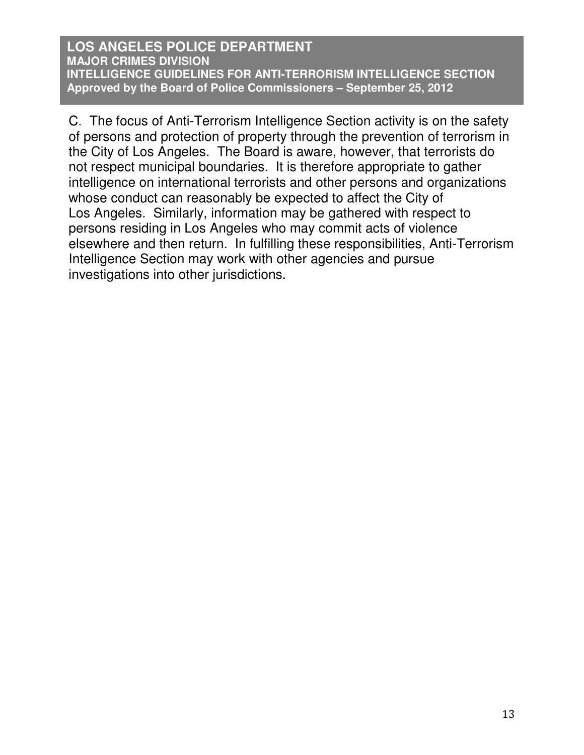C. The focus of Anti-Terrorism Intelligence Section activity is on the safety of persons and protection of property through the prevention of terrorism in the City of Los Angeles. The Board is aware, however, that terrorists do not respect municipal boundaries. It is therefore appropriate to gather intelligence on international terrorists and other persons and organizations whose conduct can reasonably be expected to affect the City of Los Angeles. Similarly, information may be gathered with respect to persons residing in Los Angeles who may commit acts of violence elsewhere and then return. In fulfilling these responsibilities, Anti-Terrorism Intelligence Section may work with other agencies and pursue investigations into other jurisdictions.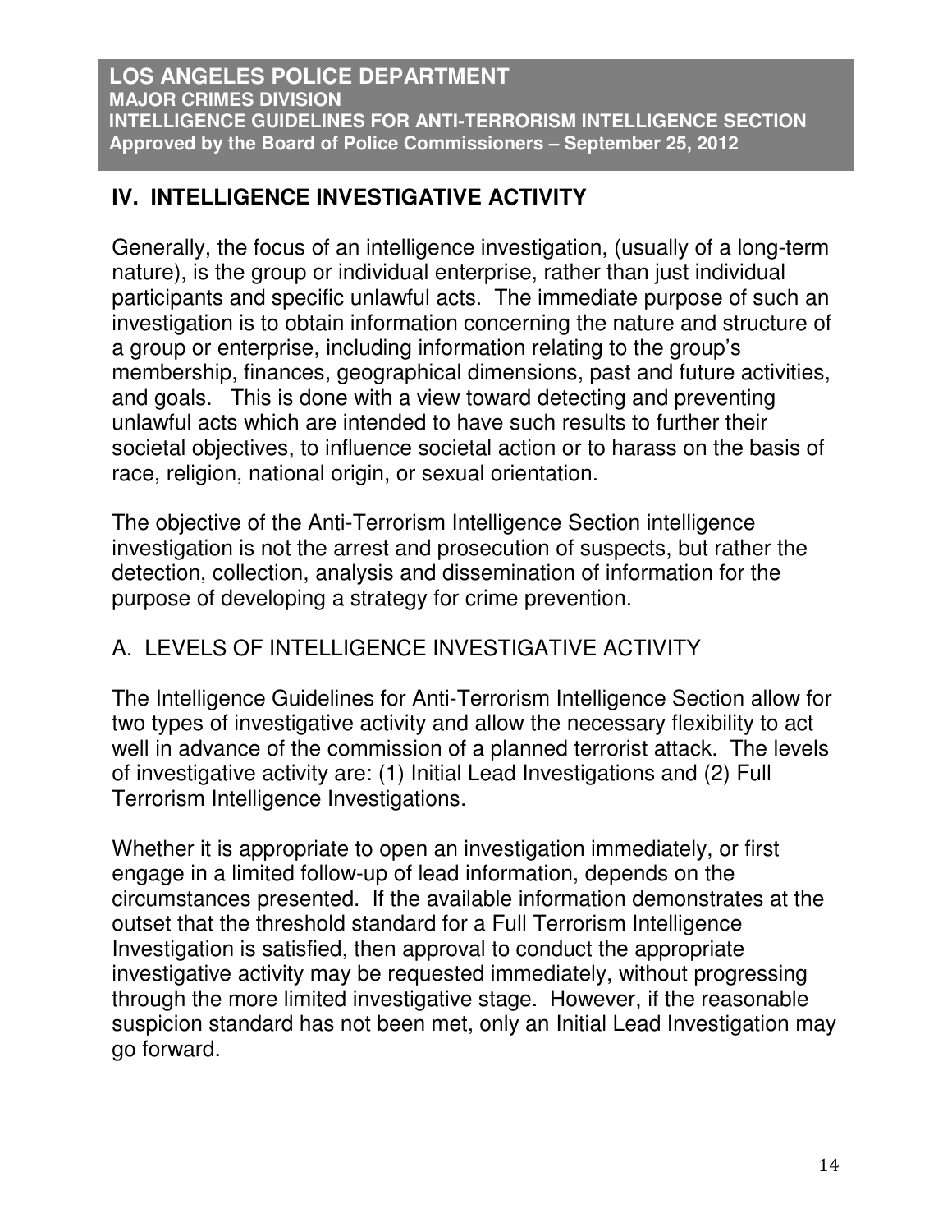## IV. INTELLIGENCE INVESTIGATIVE ACTIVITY

Generally, the focus of an intelligence investigation, (usually of a long-term nature), is the group or individual enterprise, rather than just individual participants and specific unlawful acts. The immediate purpose of such an investigation is to obtain information concerning the nature and structure of a group or enterprise, including information relating to the group's membership, finances, geographical dimensions, past and future activities, and goals. This is done with a view toward detecting and preventing unlawful acts which are intended to have such results to further their societal objectives, to influence societal action or to harass on the basis of race, religion, national origin, or sexual orientation.

The objective of the Anti-Terrorism Intelligence Section intelligence investigation is not the arrest and prosecution of suspects, but rather the detection, collection, analysis and dissemination of information for the purpose of developing a strategy for crime prevention.

### A. LEVELS OF INTELLIGENCE INVESTIGATIVE ACTIVITY

The Intelligence Guidelines for Anti-Terrorism Intelligence Section allow for two types of investigative activity and allow the necessary flexibility to act well in advance of the commission of a planned terrorist attack. The levels of investigative activity are: (1) Initial Lead Investigations and (2) Full Terrorism Intelligence Investigations.

Whether it is appropriate to open an investigation immediately, or first engage in a limited follow-up of lead information, depends on the circumstances presented. If the available information demonstrates at the outset that the threshold standard for a Full Terrorism Intelligence Investigation is satisfied, then approval to conduct the appropriate investigative activity may be requested immediately, without progressing through the more limited investigative stage. However, if the reasonable suspicion standard has not been met, only an Initial Lead Investigation may go forward.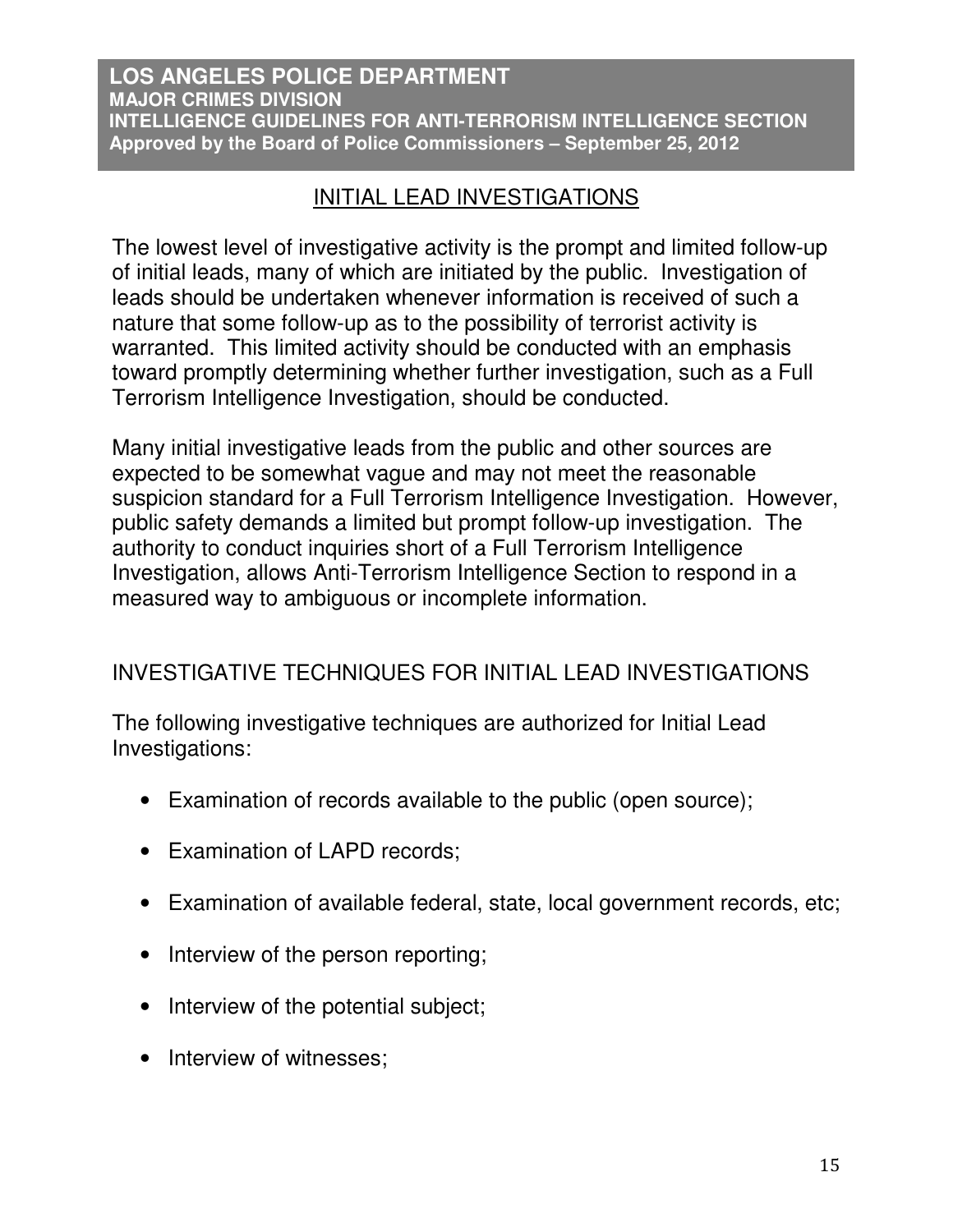## INITIAL LEAD INVESTIGATIONS

The lowest level of investigative activity is the prompt and limited follow-up of initial leads, many of which are initiated by the public. Investigation of leads should be undertaken whenever information is received of such a nature that some follow-up as to the possibility of terrorist activity is warranted. This limited activity should be conducted with an emphasis toward promptly determining whether further investigation, such as a Full Terrorism Intelligence Investigation, should be conducted.

Many initial investigative leads from the public and other sources are expected to be somewhat vague and may not meet the reasonable suspicion standard for a Full Terrorism Intelligence Investigation. However, public safety demands a limited but prompt follow-up investigation. The authority to conduct inquiries short of a Full Terrorism Intelligence Investigation, allows Anti-Terrorism Intelligence Section to respond in a measured way to ambiguous or incomplete information.

### INVESTIGATIVE TECHNIQUES FOR INITIAL LEAD INVESTIGATIONS

The following investigative techniques are authorized for Initial Lead Investigations:

- Examination of records available to the public (open source);
- Examination of LAPD records;
- Examination of available federal, state, local government records, etc;
- Interview of the person reporting;
- Interview of the potential subject;
- Interview of witnesses;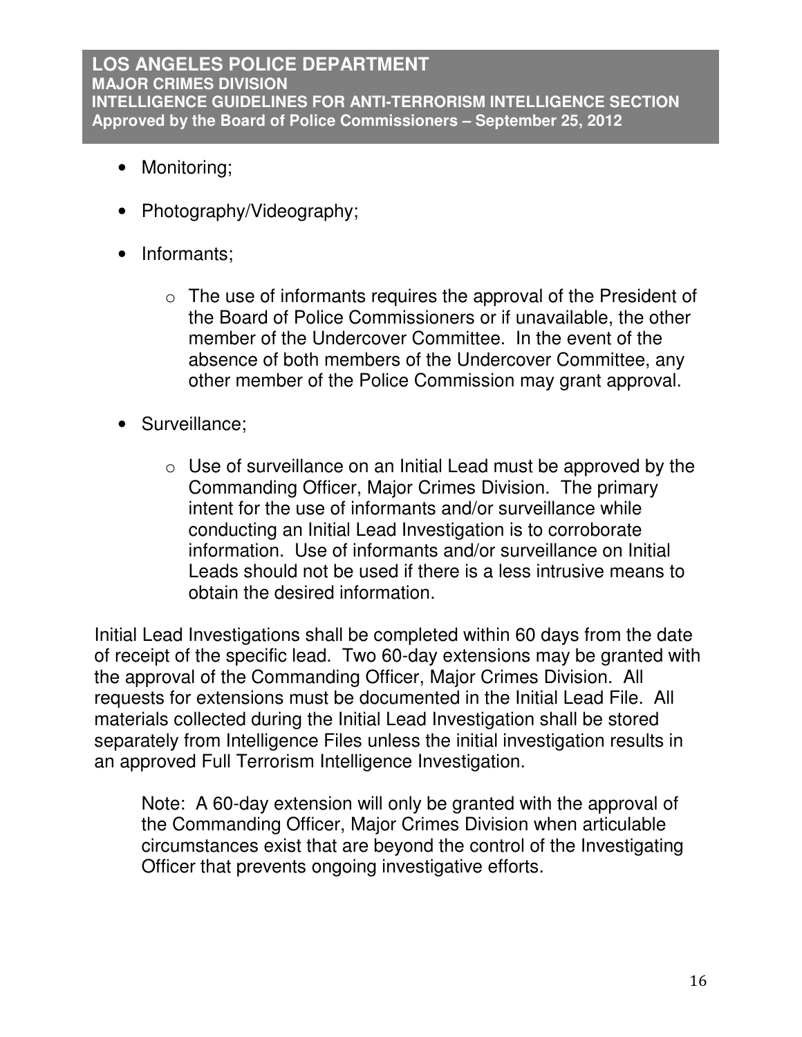- Monitoring;
- Photography/Videography;
- Informants;
  - The use of informants requires the approval of the President of the Board of Police Commissioners or if unavailable, the other member of the Undercover Committee. In the event of the absence of both members of the Undercover Committee, any other member of the Police Commission may grant approval.
- Surveillance;
  - Use of surveillance on an Initial Lead must be approved by the Commanding Officer, Major Crimes Division. The primary intent for the use of informants and/or surveillance while conducting an Initial Lead Investigation is to corroborate information. Use of informants and/or surveillance on Initial Leads should not be used if there is a less intrusive means to obtain the desired information.

Initial Lead Investigations shall be completed within 60 days from the date of receipt of the specific lead. Two 60-day extensions may be granted with the approval of the Commanding Officer, Major Crimes Division. All requests for extensions must be documented in the Initial Lead File. All materials collected during the Initial Lead Investigation shall be stored separately from Intelligence Files unless the initial investigation results in an approved Full Terrorism Intelligence Investigation.

> Note: A 60-day extension will only be granted with the approval of the Commanding Officer, Major Crimes Division when articulable circumstances exist that are beyond the control of the Investigating Officer that prevents ongoing investigative efforts.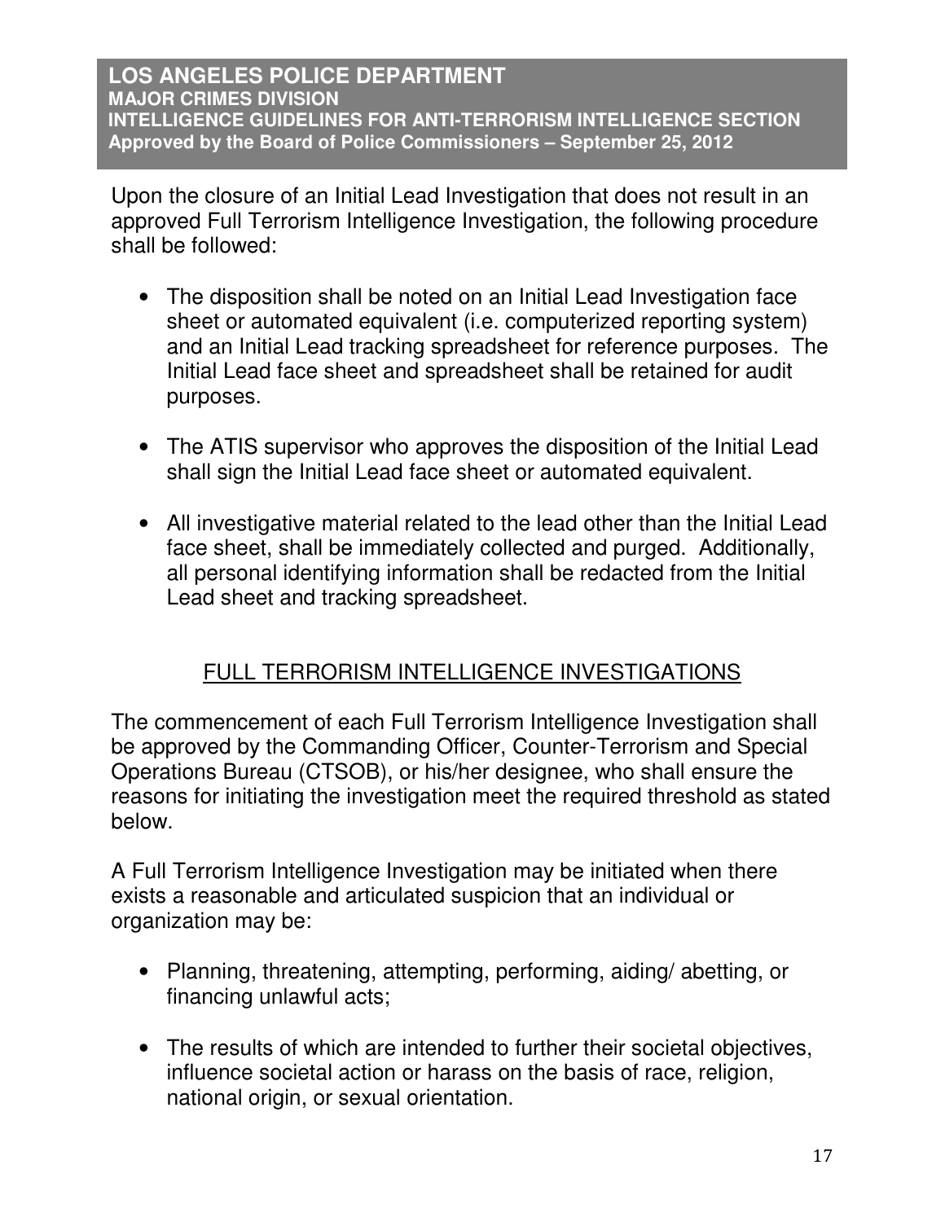Upon the closure of an Initial Lead Investigation that does not result in an approved Full Terrorism Intelligence Investigation, the following procedure shall be followed:

- The disposition shall be noted on an Initial Lead Investigation face sheet or automated equivalent (i.e. computerized reporting system) and an Initial Lead tracking spreadsheet for reference purposes. The Initial Lead face sheet and spreadsheet shall be retained for audit purposes.

- The ATIS supervisor who approves the disposition of the Initial Lead shall sign the Initial Lead face sheet or automated equivalent.

- All investigative material related to the lead other than the Initial Lead face sheet, shall be immediately collected and purged. Additionally, all personal identifying information shall be redacted from the Initial Lead sheet and tracking spreadsheet.

## FULL TERRORISM INTELLIGENCE INVESTIGATIONS

The commencement of each Full Terrorism Intelligence Investigation shall be approved by the Commanding Officer, Counter-Terrorism and Special Operations Bureau (CTSOB), or his/her designee, who shall ensure the reasons for initiating the investigation meet the required threshold as stated below.

A Full Terrorism Intelligence Investigation may be initiated when there exists a reasonable and articulated suspicion that an individual or organization may be:

- Planning, threatening, attempting, performing, aiding/ abetting, or financing unlawful acts;

- The results of which are intended to further their societal objectives, influence societal action or harass on the basis of race, religion, national origin, or sexual orientation.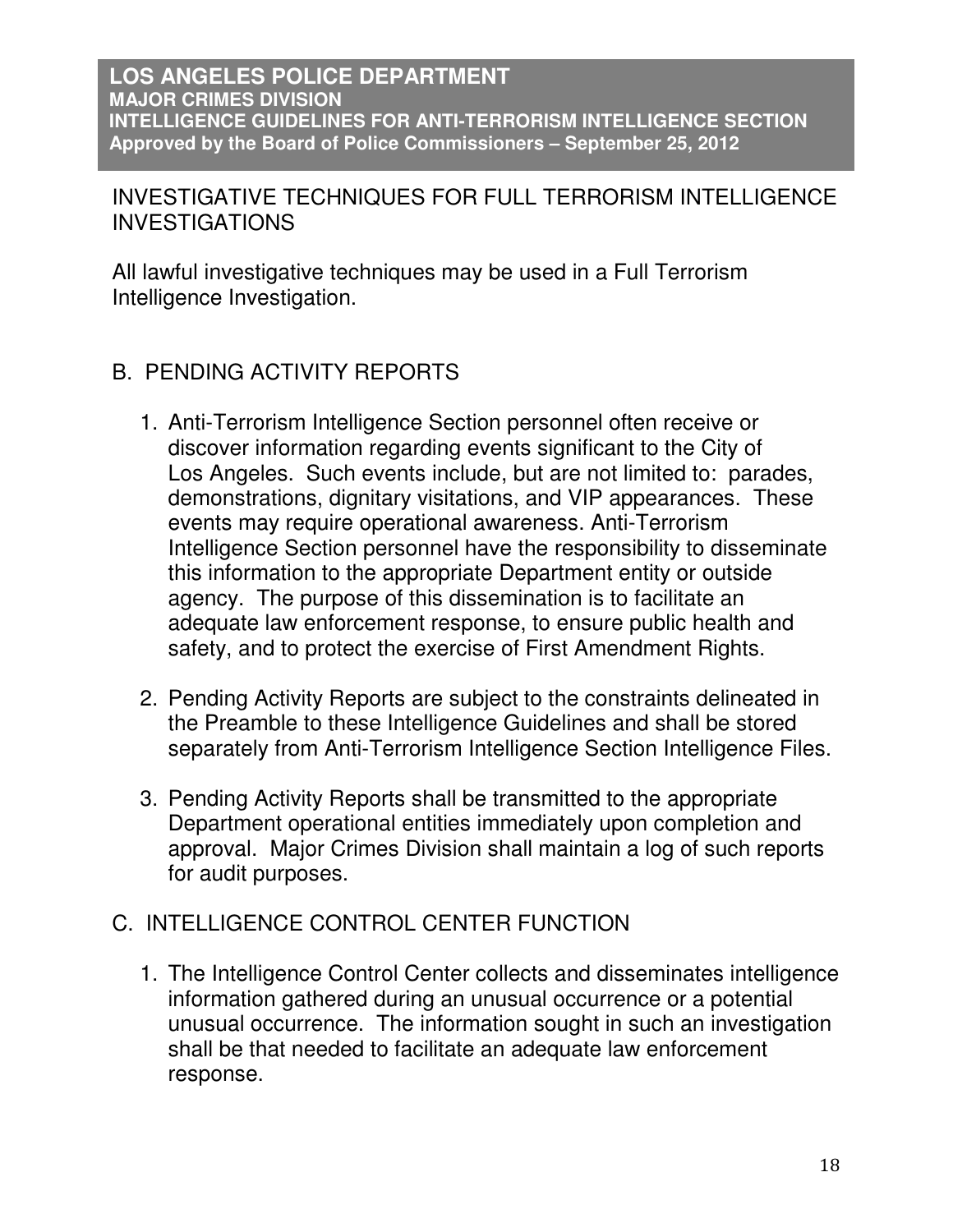INVESTIGATIVE TECHNIQUES FOR FULL TERRORISM INTELLIGENCE INVESTIGATIONS

All lawful investigative techniques may be used in a Full Terrorism Intelligence Investigation.

## B. PENDING ACTIVITY REPORTS

1. Anti-Terrorism Intelligence Section personnel often receive or discover information regarding events significant to the City of Los Angeles. Such events include, but are not limited to: parades, demonstrations, dignitary visitations, and VIP appearances. These events may require operational awareness. Anti-Terrorism Intelligence Section personnel have the responsibility to disseminate this information to the appropriate Department entity or outside agency. The purpose of this dissemination is to facilitate an adequate law enforcement response, to ensure public health and safety, and to protect the exercise of First Amendment Rights.

2. Pending Activity Reports are subject to the constraints delineated in the Preamble to these Intelligence Guidelines and shall be stored separately from Anti-Terrorism Intelligence Section Intelligence Files.

3. Pending Activity Reports shall be transmitted to the appropriate Department operational entities immediately upon completion and approval. Major Crimes Division shall maintain a log of such reports for audit purposes.

## C. INTELLIGENCE CONTROL CENTER FUNCTION

1. The Intelligence Control Center collects and disseminates intelligence information gathered during an unusual occurrence or a potential unusual occurrence. The information sought in such an investigation shall be that needed to facilitate an adequate law enforcement response.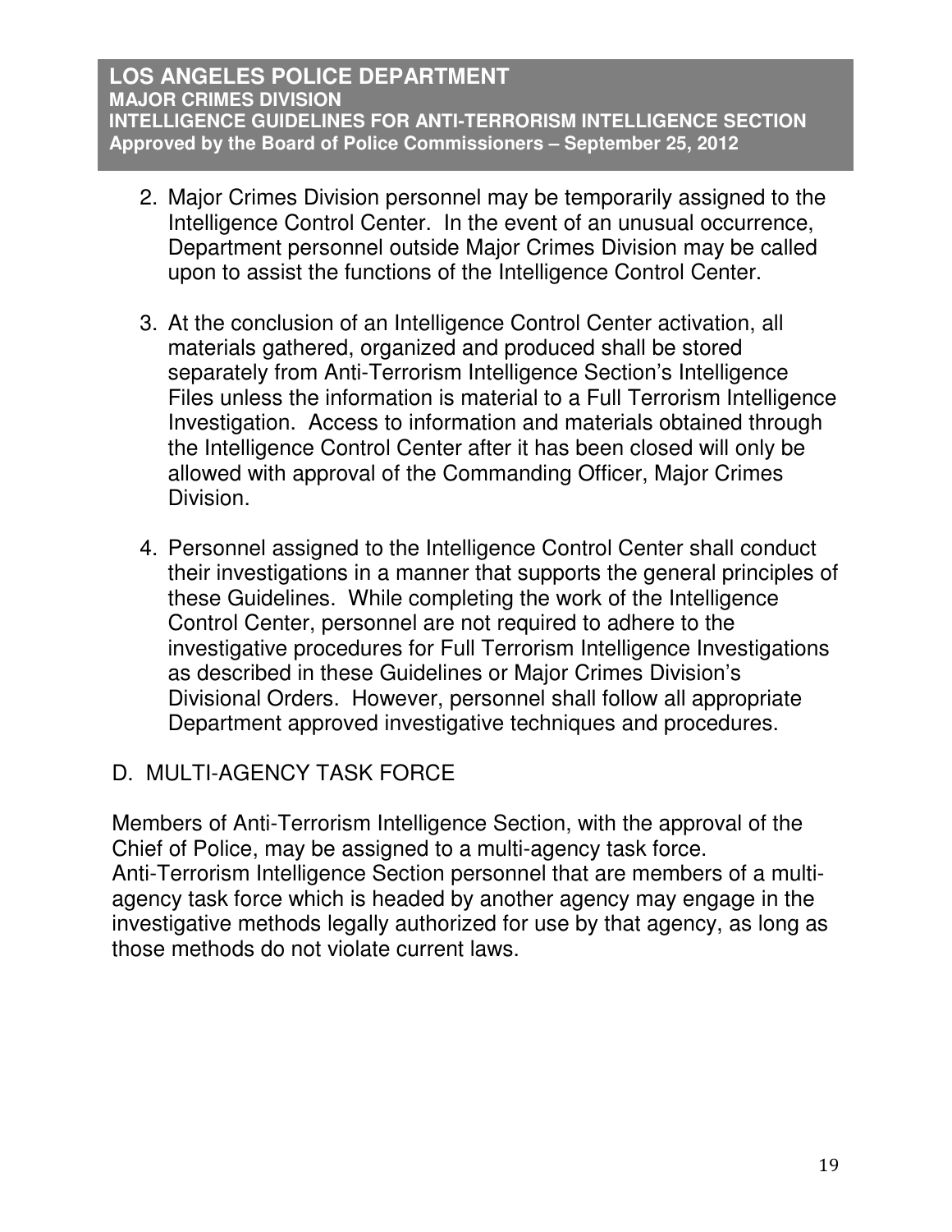2. Major Crimes Division personnel may be temporarily assigned to the Intelligence Control Center. In the event of an unusual occurrence, Department personnel outside Major Crimes Division may be called upon to assist the functions of the Intelligence Control Center.

3. At the conclusion of an Intelligence Control Center activation, all materials gathered, organized and produced shall be stored separately from Anti-Terrorism Intelligence Section's Intelligence Files unless the information is material to a Full Terrorism Intelligence Investigation. Access to information and materials obtained through the Intelligence Control Center after it has been closed will only be allowed with approval of the Commanding Officer, Major Crimes Division.

4. Personnel assigned to the Intelligence Control Center shall conduct their investigations in a manner that supports the general principles of these Guidelines. While completing the work of the Intelligence Control Center, personnel are not required to adhere to the investigative procedures for Full Terrorism Intelligence Investigations as described in these Guidelines or Major Crimes Division's Divisional Orders. However, personnel shall follow all appropriate Department approved investigative techniques and procedures.

## D. MULTI-AGENCY TASK FORCE

Members of Anti-Terrorism Intelligence Section, with the approval of the Chief of Police, may be assigned to a multi-agency task force. Anti-Terrorism Intelligence Section personnel that are members of a multi-agency task force which is headed by another agency may engage in the investigative methods legally authorized for use by that agency, as long as those methods do not violate current laws.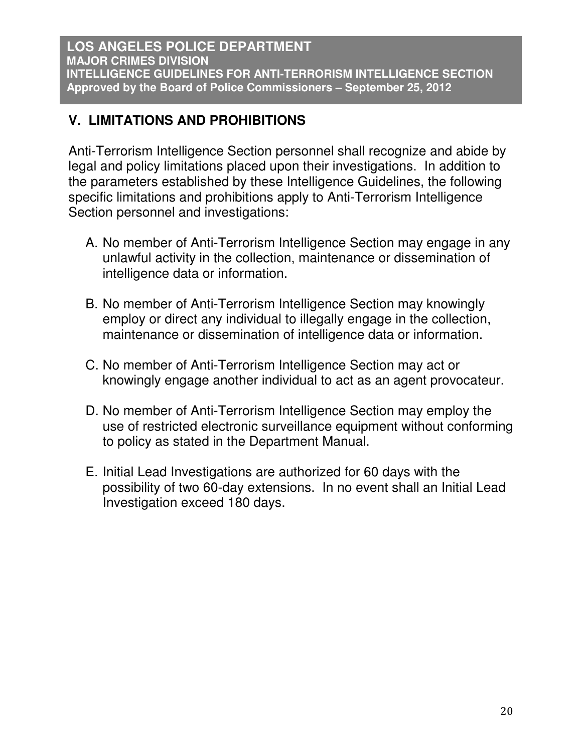## V. LIMITATIONS AND PROHIBITIONS

Anti-Terrorism Intelligence Section personnel shall recognize and abide by legal and policy limitations placed upon their investigations. In addition to the parameters established by these Intelligence Guidelines, the following specific limitations and prohibitions apply to Anti-Terrorism Intelligence Section personnel and investigations:

A. No member of Anti-Terrorism Intelligence Section may engage in any unlawful activity in the collection, maintenance or dissemination of intelligence data or information.

B. No member of Anti-Terrorism Intelligence Section may knowingly employ or direct any individual to illegally engage in the collection, maintenance or dissemination of intelligence data or information.

C. No member of Anti-Terrorism Intelligence Section may act or knowingly engage another individual to act as an agent provocateur.

D. No member of Anti-Terrorism Intelligence Section may employ the use of restricted electronic surveillance equipment without conforming to policy as stated in the Department Manual.

E. Initial Lead Investigations are authorized for 60 days with the possibility of two 60-day extensions. In no event shall an Initial Lead Investigation exceed 180 days.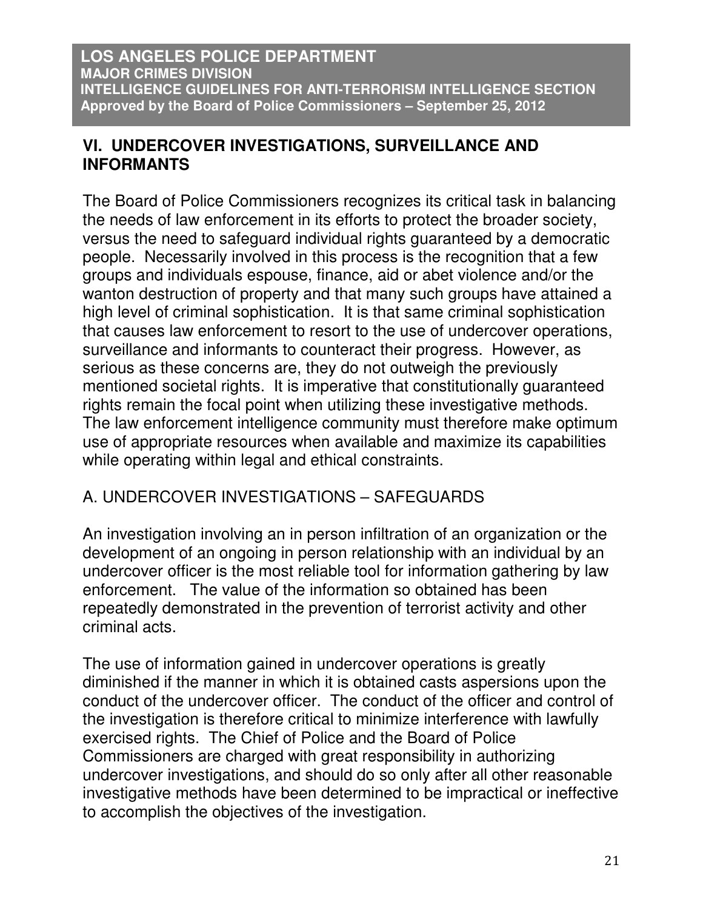## VI. UNDERCOVER INVESTIGATIONS, SURVEILLANCE AND INFORMANTS

The Board of Police Commissioners recognizes its critical task in balancing the needs of law enforcement in its efforts to protect the broader society, versus the need to safeguard individual rights guaranteed by a democratic people. Necessarily involved in this process is the recognition that a few groups and individuals espouse, finance, aid or abet violence and/or the wanton destruction of property and that many such groups have attained a high level of criminal sophistication. It is that same criminal sophistication that causes law enforcement to resort to the use of undercover operations, surveillance and informants to counteract their progress. However, as serious as these concerns are, they do not outweigh the previously mentioned societal rights. It is imperative that constitutionally guaranteed rights remain the focal point when utilizing these investigative methods. The law enforcement intelligence community must therefore make optimum use of appropriate resources when available and maximize its capabilities while operating within legal and ethical constraints.

### A. UNDERCOVER INVESTIGATIONS – SAFEGUARDS

An investigation involving an in person infiltration of an organization or the development of an ongoing in person relationship with an individual by an undercover officer is the most reliable tool for information gathering by law enforcement. The value of the information so obtained has been repeatedly demonstrated in the prevention of terrorist activity and other criminal acts.

The use of information gained in undercover operations is greatly diminished if the manner in which it is obtained casts aspersions upon the conduct of the undercover officer. The conduct of the officer and control of the investigation is therefore critical to minimize interference with lawfully exercised rights. The Chief of Police and the Board of Police Commissioners are charged with great responsibility in authorizing undercover investigations, and should do so only after all other reasonable investigative methods have been determined to be impractical or ineffective to accomplish the objectives of the investigation.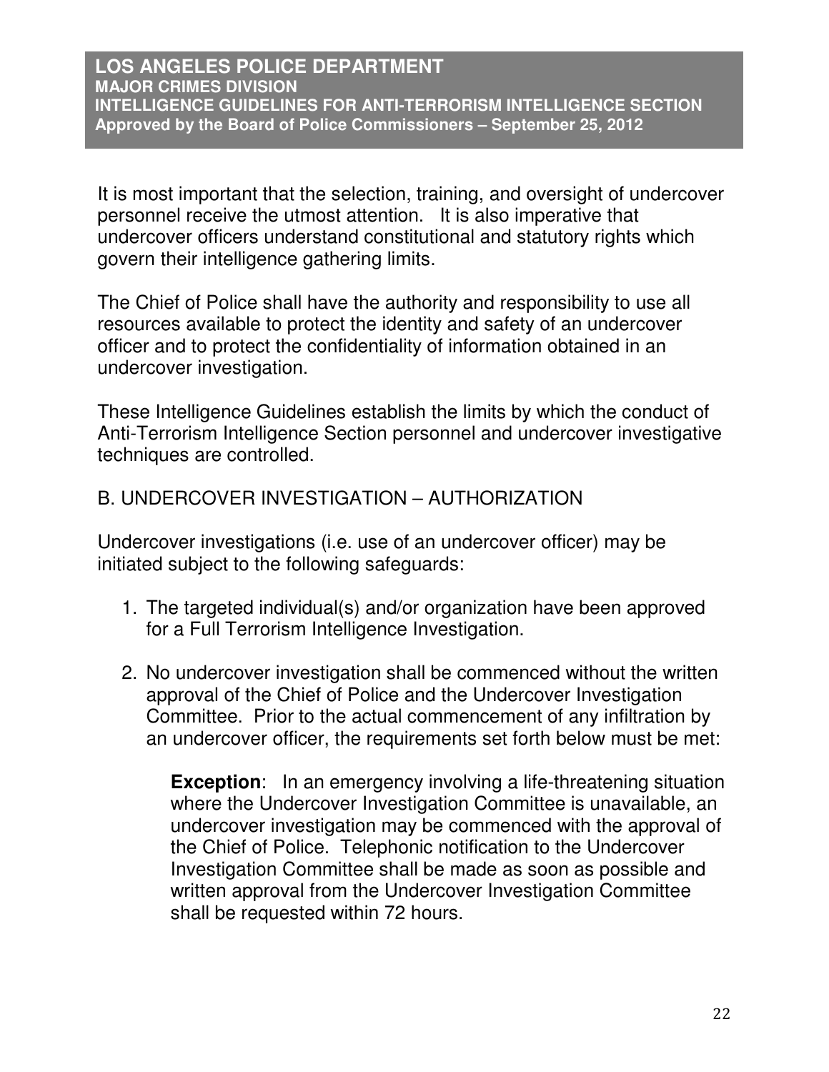It is most important that the selection, training, and oversight of undercover personnel receive the utmost attention. It is also imperative that undercover officers understand constitutional and statutory rights which govern their intelligence gathering limits.

The Chief of Police shall have the authority and responsibility to use all resources available to protect the identity and safety of an undercover officer and to protect the confidentiality of information obtained in an undercover investigation.

These Intelligence Guidelines establish the limits by which the conduct of Anti-Terrorism Intelligence Section personnel and undercover investigative techniques are controlled.

## B. UNDERCOVER INVESTIGATION – AUTHORIZATION

Undercover investigations (i.e. use of an undercover officer) may be initiated subject to the following safeguards:

1. The targeted individual(s) and/or organization have been approved for a Full Terrorism Intelligence Investigation.

2. No undercover investigation shall be commenced without the written approval of the Chief of Police and the Undercover Investigation Committee. Prior to the actual commencement of any infiltration by an undercover officer, the requirements set forth below must be met:

   **Exception**: In an emergency involving a life-threatening situation where the Undercover Investigation Committee is unavailable, an undercover investigation may be commenced with the approval of the Chief of Police. Telephonic notification to the Undercover Investigation Committee shall be made as soon as possible and written approval from the Undercover Investigation Committee shall be requested within 72 hours.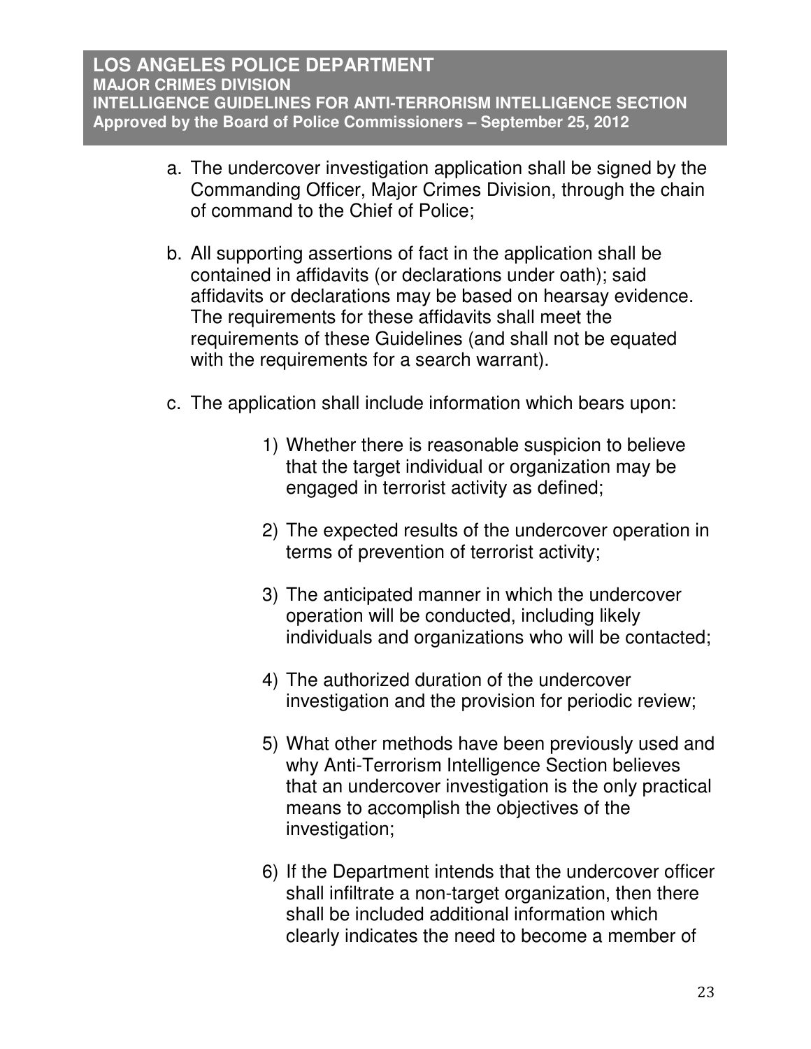a. The undercover investigation application shall be signed by the Commanding Officer, Major Crimes Division, through the chain of command to the Chief of Police;

b. All supporting assertions of fact in the application shall be contained in affidavits (or declarations under oath); said affidavits or declarations may be based on hearsay evidence. The requirements for these affidavits shall meet the requirements of these Guidelines (and shall not be equated with the requirements for a search warrant).

c. The application shall include information which bears upon:

   1) Whether there is reasonable suspicion to believe that the target individual or organization may be engaged in terrorist activity as defined;

   2) The expected results of the undercover operation in terms of prevention of terrorist activity;

   3) The anticipated manner in which the undercover operation will be conducted, including likely individuals and organizations who will be contacted;

   4) The authorized duration of the undercover investigation and the provision for periodic review;

   5) What other methods have been previously used and why Anti-Terrorism Intelligence Section believes that an undercover investigation is the only practical means to accomplish the objectives of the investigation;

   6) If the Department intends that the undercover officer shall infiltrate a non-target organization, then there shall be included additional information which clearly indicates the need to become a member of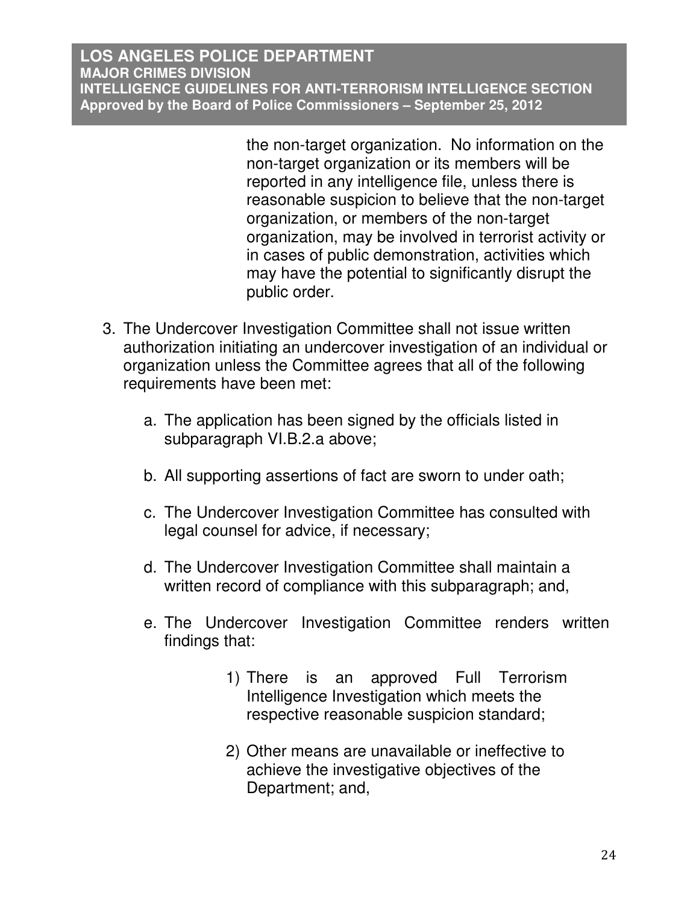the non-target organization. No information on the non-target organization or its members will be reported in any intelligence file, unless there is reasonable suspicion to believe that the non-target organization, or members of the non-target organization, may be involved in terrorist activity or in cases of public demonstration, activities which may have the potential to significantly disrupt the public order.

3. The Undercover Investigation Committee shall not issue written authorization initiating an undercover investigation of an individual or organization unless the Committee agrees that all of the following requirements have been met:

   a. The application has been signed by the officials listed in subparagraph VI.B.2.a above;

   b. All supporting assertions of fact are sworn to under oath;

   c. The Undercover Investigation Committee has consulted with legal counsel for advice, if necessary;

   d. The Undercover Investigation Committee shall maintain a written record of compliance with this subparagraph; and,

   e. The Undercover Investigation Committee renders written findings that:

      1) There is an approved Full Terrorism Intelligence Investigation which meets the respective reasonable suspicion standard;

      2) Other means are unavailable or ineffective to achieve the investigative objectives of the Department; and,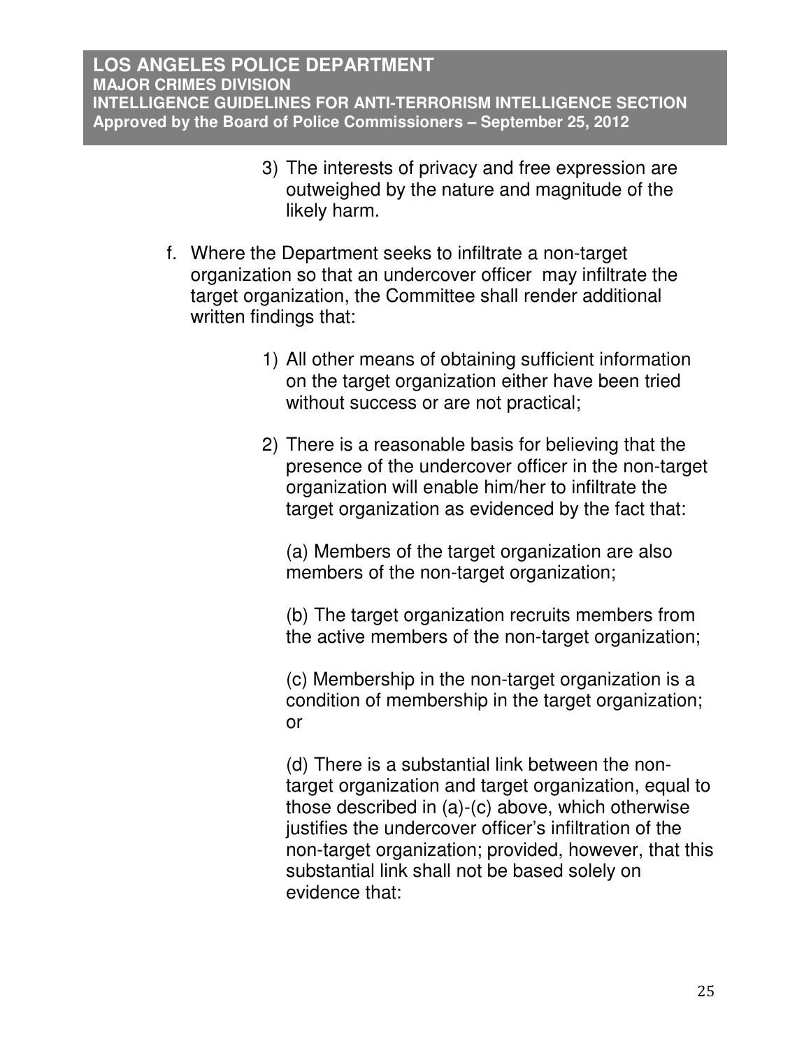3) The interests of privacy and free expression are outweighed by the nature and magnitude of the likely harm.

f. Where the Department seeks to infiltrate a non-target organization so that an undercover officer may infiltrate the target organization, the Committee shall render additional written findings that:

   1) All other means of obtaining sufficient information on the target organization either have been tried without success or are not practical;

   2) There is a reasonable basis for believing that the presence of the undercover officer in the non-target organization will enable him/her to infiltrate the target organization as evidenced by the fact that:

      (a) Members of the target organization are also members of the non-target organization;

      (b) The target organization recruits members from the active members of the non-target organization;

      (c) Membership in the non-target organization is a condition of membership in the target organization; or

      (d) There is a substantial link between the non-target organization and target organization, equal to those described in (a)-(c) above, which otherwise justifies the undercover officer's infiltration of the non-target organization; provided, however, that this substantial link shall not be based solely on evidence that: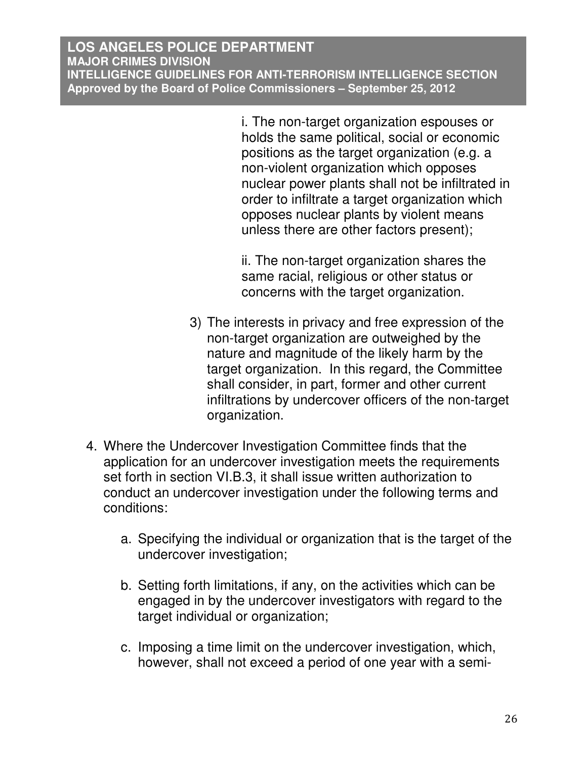i. The non-target organization espouses or holds the same political, social or economic positions as the target organization (e.g. a non-violent organization which opposes nuclear power plants shall not be infiltrated in order to infiltrate a target organization which opposes nuclear plants by violent means unless there are other factors present);

ii. The non-target organization shares the same racial, religious or other status or concerns with the target organization.

3) The interests in privacy and free expression of the non-target organization are outweighed by the nature and magnitude of the likely harm by the target organization. In this regard, the Committee shall consider, in part, former and other current infiltrations by undercover officers of the non-target organization.

4. Where the Undercover Investigation Committee finds that the application for an undercover investigation meets the requirements set forth in section VI.B.3, it shall issue written authorization to conduct an undercover investigation under the following terms and conditions:

   a. Specifying the individual or organization that is the target of the undercover investigation;

   b. Setting forth limitations, if any, on the activities which can be engaged in by the undercover investigators with regard to the target individual or organization;

   c. Imposing a time limit on the undercover investigation, which, however, shall not exceed a period of one year with a semi-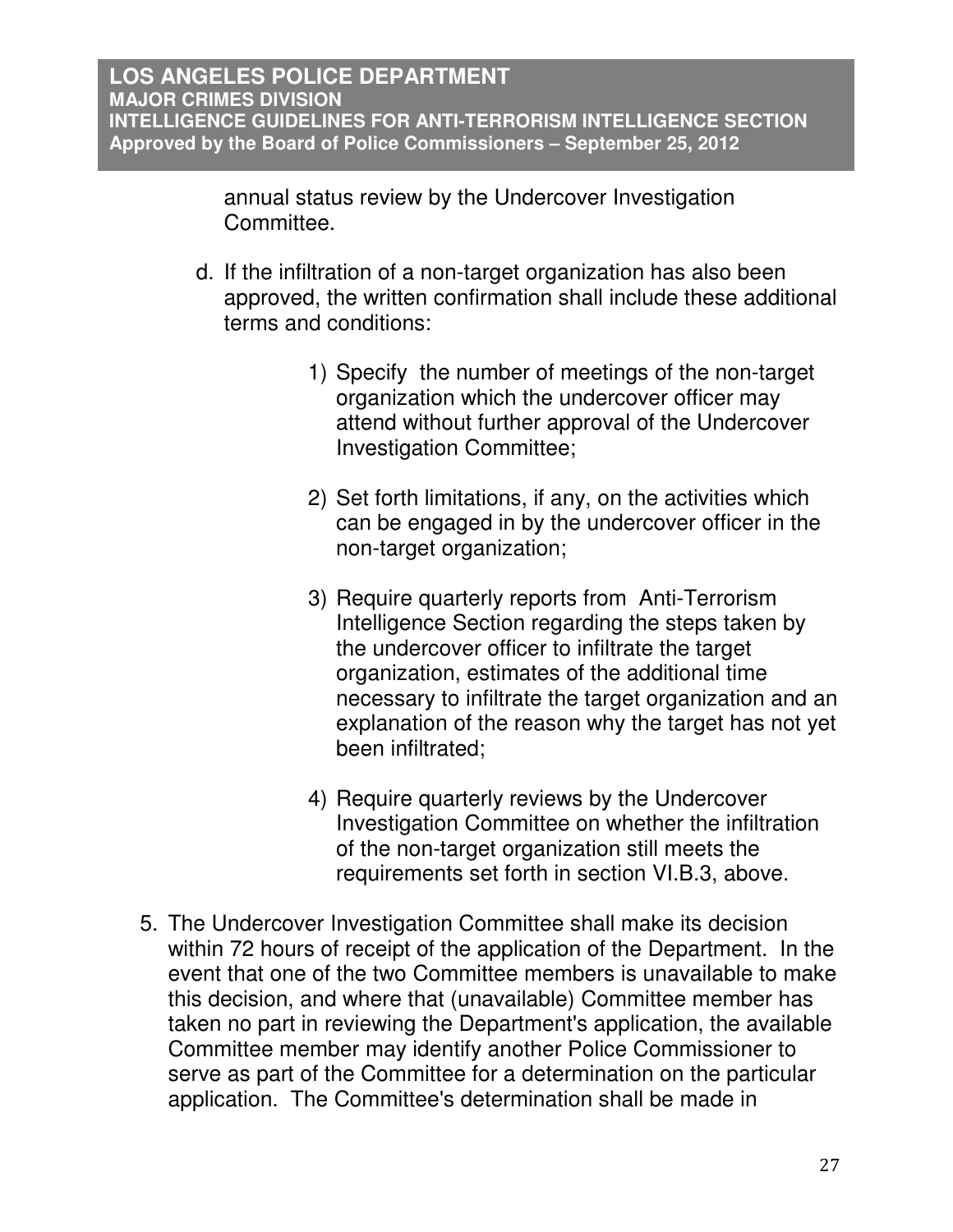annual status review by the Undercover Investigation Committee.

d. If the infiltration of a non-target organization has also been approved, the written confirmation shall include these additional terms and conditions:

   1) Specify the number of meetings of the non-target organization which the undercover officer may attend without further approval of the Undercover Investigation Committee;

   2) Set forth limitations, if any, on the activities which can be engaged in by the undercover officer in the non-target organization;

   3) Require quarterly reports from Anti-Terrorism Intelligence Section regarding the steps taken by the undercover officer to infiltrate the target organization, estimates of the additional time necessary to infiltrate the target organization and an explanation of the reason why the target has not yet been infiltrated;

   4) Require quarterly reviews by the Undercover Investigation Committee on whether the infiltration of the non-target organization still meets the requirements set forth in section VI.B.3, above.

5. The Undercover Investigation Committee shall make its decision within 72 hours of receipt of the application of the Department. In the event that one of the two Committee members is unavailable to make this decision, and where that (unavailable) Committee member has taken no part in reviewing the Department's application, the available Committee member may identify another Police Commissioner to serve as part of the Committee for a determination on the particular application. The Committee's determination shall be made in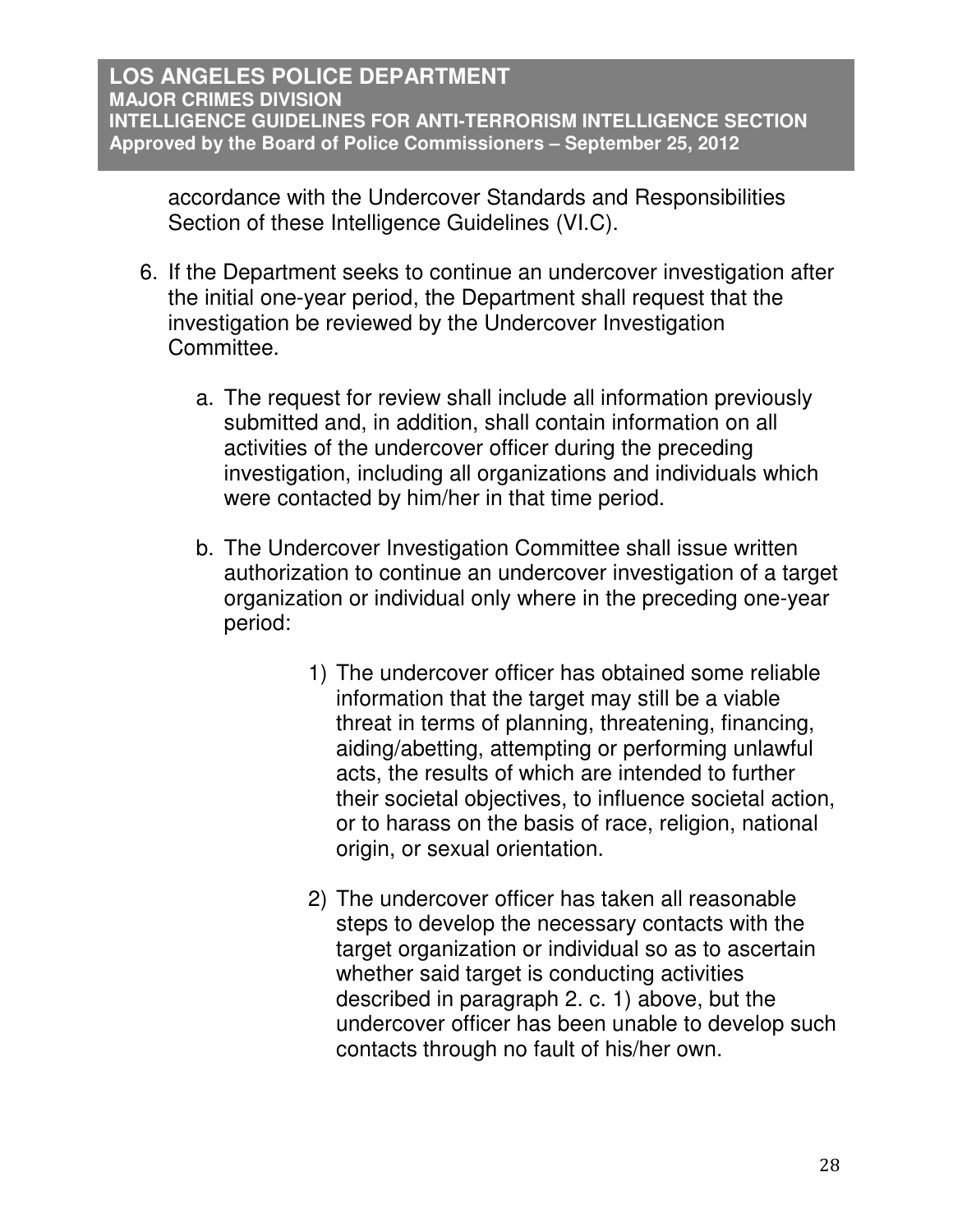accordance with the Undercover Standards and Responsibilities Section of these Intelligence Guidelines (VI.C).

6. If the Department seeks to continue an undercover investigation after the initial one-year period, the Department shall request that the investigation be reviewed by the Undercover Investigation Committee.

    a. The request for review shall include all information previously submitted and, in addition, shall contain information on all activities of the undercover officer during the preceding investigation, including all organizations and individuals which were contacted by him/her in that time period.

    b. The Undercover Investigation Committee shall issue written authorization to continue an undercover investigation of a target organization or individual only where in the preceding one-year period:

        1) The undercover officer has obtained some reliable information that the target may still be a viable threat in terms of planning, threatening, financing, aiding/abetting, attempting or performing unlawful acts, the results of which are intended to further their societal objectives, to influence societal action, or to harass on the basis of race, religion, national origin, or sexual orientation.

        2) The undercover officer has taken all reasonable steps to develop the necessary contacts with the target organization or individual so as to ascertain whether said target is conducting activities described in paragraph 2. c. 1) above, but the undercover officer has been unable to develop such contacts through no fault of his/her own.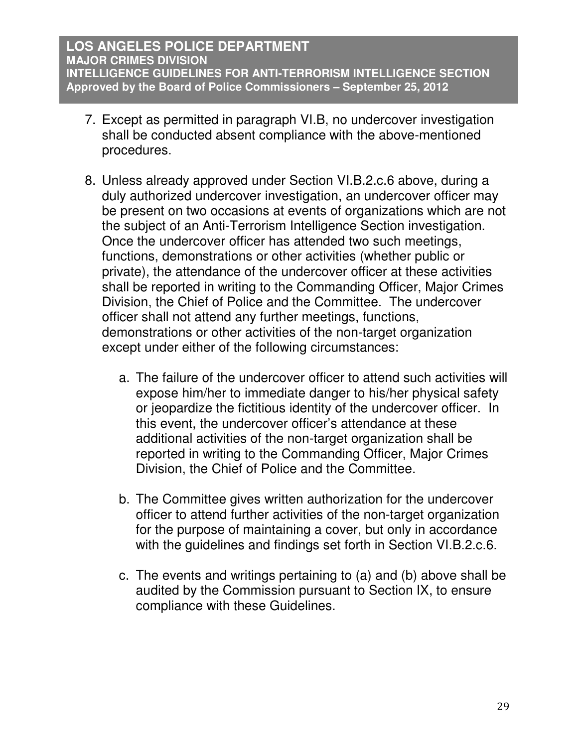7. Except as permitted in paragraph VI.B, no undercover investigation shall be conducted absent compliance with the above-mentioned procedures.

8. Unless already approved under Section VI.B.2.c.6 above, during a duly authorized undercover investigation, an undercover officer may be present on two occasions at events of organizations which are not the subject of an Anti-Terrorism Intelligence Section investigation. Once the undercover officer has attended two such meetings, functions, demonstrations or other activities (whether public or private), the attendance of the undercover officer at these activities shall be reported in writing to the Commanding Officer, Major Crimes Division, the Chief of Police and the Committee. The undercover officer shall not attend any further meetings, functions, demonstrations or other activities of the non-target organization except under either of the following circumstances:

   a. The failure of the undercover officer to attend such activities will expose him/her to immediate danger to his/her physical safety or jeopardize the fictitious identity of the undercover officer. In this event, the undercover officer's attendance at these additional activities of the non-target organization shall be reported in writing to the Commanding Officer, Major Crimes Division, the Chief of Police and the Committee.

   b. The Committee gives written authorization for the undercover officer to attend further activities of the non-target organization for the purpose of maintaining a cover, but only in accordance with the guidelines and findings set forth in Section VI.B.2.c.6.

   c. The events and writings pertaining to (a) and (b) above shall be audited by the Commission pursuant to Section IX, to ensure compliance with these Guidelines.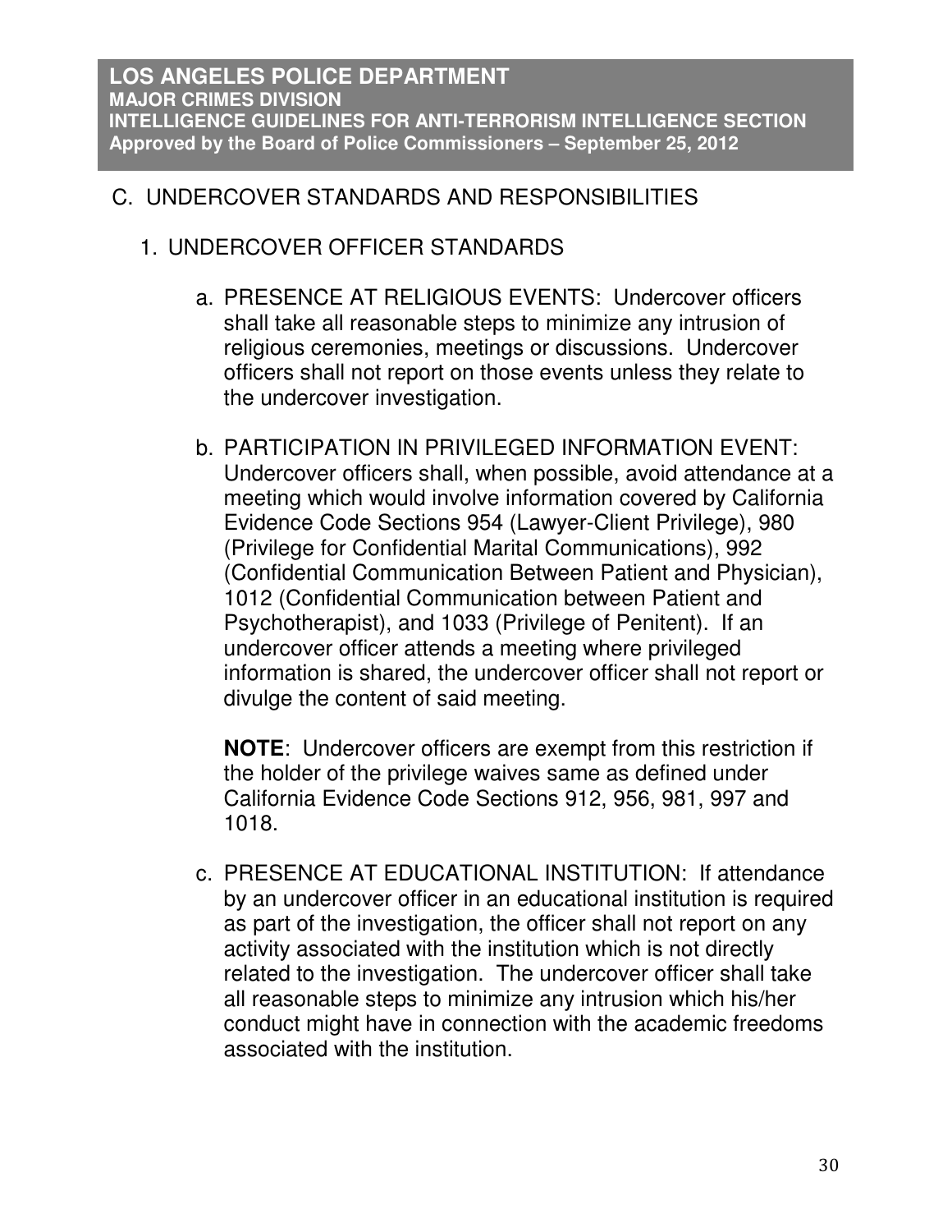## C. UNDERCOVER STANDARDS AND RESPONSIBILITIES

### 1. UNDERCOVER OFFICER STANDARDS

a. PRESENCE AT RELIGIOUS EVENTS: Undercover officers shall take all reasonable steps to minimize any intrusion of religious ceremonies, meetings or discussions. Undercover officers shall not report on those events unless they relate to the undercover investigation.

b. PARTICIPATION IN PRIVILEGED INFORMATION EVENT: Undercover officers shall, when possible, avoid attendance at a meeting which would involve information covered by California Evidence Code Sections 954 (Lawyer-Client Privilege), 980 (Privilege for Confidential Marital Communications), 992 (Confidential Communication Between Patient and Physician), 1012 (Confidential Communication between Patient and Psychotherapist), and 1033 (Privilege of Penitent). If an undercover officer attends a meeting where privileged information is shared, the undercover officer shall not report or divulge the content of said meeting.

   **NOTE**: Undercover officers are exempt from this restriction if the holder of the privilege waives same as defined under California Evidence Code Sections 912, 956, 981, 997 and 1018.

c. PRESENCE AT EDUCATIONAL INSTITUTION: If attendance by an undercover officer in an educational institution is required as part of the investigation, the officer shall not report on any activity associated with the institution which is not directly related to the investigation. The undercover officer shall take all reasonable steps to minimize any intrusion which his/her conduct might have in connection with the academic freedoms associated with the institution.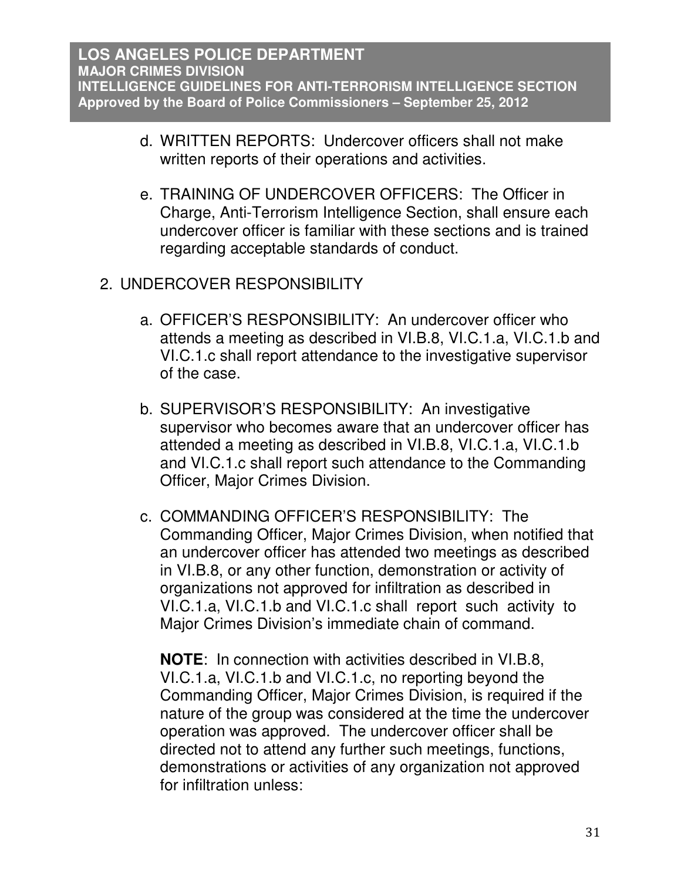d. WRITTEN REPORTS: Undercover officers shall not make written reports of their operations and activities.

e. TRAINING OF UNDERCOVER OFFICERS: The Officer in Charge, Anti-Terrorism Intelligence Section, shall ensure each undercover officer is familiar with these sections and is trained regarding acceptable standards of conduct.

2. UNDERCOVER RESPONSIBILITY

   a. OFFICER'S RESPONSIBILITY: An undercover officer who attends a meeting as described in VI.B.8, VI.C.1.a, VI.C.1.b and VI.C.1.c shall report attendance to the investigative supervisor of the case.

   b. SUPERVISOR'S RESPONSIBILITY: An investigative supervisor who becomes aware that an undercover officer has attended a meeting as described in VI.B.8, VI.C.1.a, VI.C.1.b and VI.C.1.c shall report such attendance to the Commanding Officer, Major Crimes Division.

   c. COMMANDING OFFICER'S RESPONSIBILITY: The Commanding Officer, Major Crimes Division, when notified that an undercover officer has attended two meetings as described in VI.B.8, or any other function, demonstration or activity of organizations not approved for infiltration as described in VI.C.1.a, VI.C.1.b and VI.C.1.c shall report such activity to Major Crimes Division's immediate chain of command.

      **NOTE**: In connection with activities described in VI.B.8, VI.C.1.a, VI.C.1.b and VI.C.1.c, no reporting beyond the Commanding Officer, Major Crimes Division, is required if the nature of the group was considered at the time the undercover operation was approved. The undercover officer shall be directed not to attend any further such meetings, functions, demonstrations or activities of any organization not approved for infiltration unless: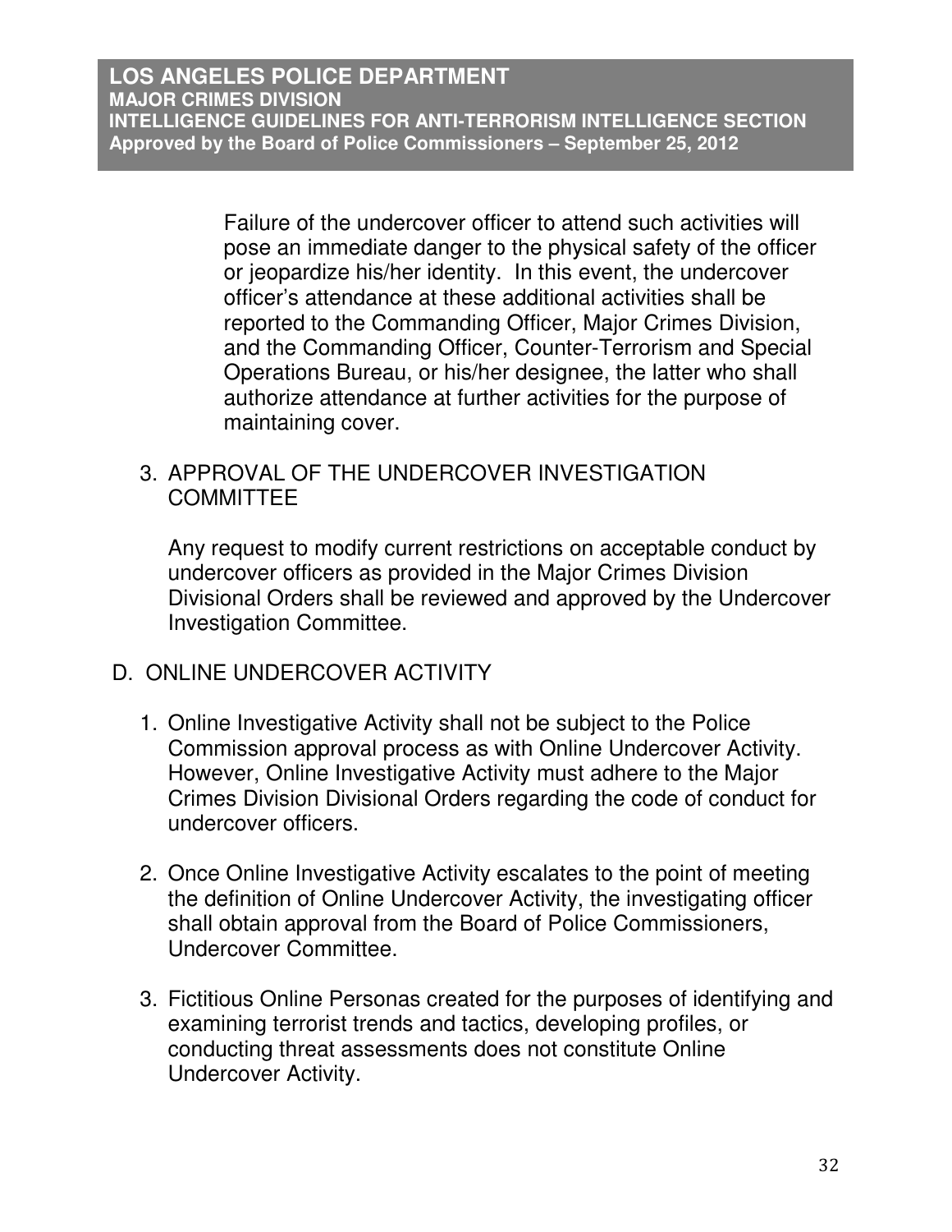Failure of the undercover officer to attend such activities will pose an immediate danger to the physical safety of the officer or jeopardize his/her identity. In this event, the undercover officer's attendance at these additional activities shall be reported to the Commanding Officer, Major Crimes Division, and the Commanding Officer, Counter-Terrorism and Special Operations Bureau, or his/her designee, the latter who shall authorize attendance at further activities for the purpose of maintaining cover.

3. APPROVAL OF THE UNDERCOVER INVESTIGATION COMMITTEE

   Any request to modify current restrictions on acceptable conduct by undercover officers as provided in the Major Crimes Division Divisional Orders shall be reviewed and approved by the Undercover Investigation Committee.

## D. ONLINE UNDERCOVER ACTIVITY

1. Online Investigative Activity shall not be subject to the Police Commission approval process as with Online Undercover Activity. However, Online Investigative Activity must adhere to the Major Crimes Division Divisional Orders regarding the code of conduct for undercover officers.

2. Once Online Investigative Activity escalates to the point of meeting the definition of Online Undercover Activity, the investigating officer shall obtain approval from the Board of Police Commissioners, Undercover Committee.

3. Fictitious Online Personas created for the purposes of identifying and examining terrorist trends and tactics, developing profiles, or conducting threat assessments does not constitute Online Undercover Activity.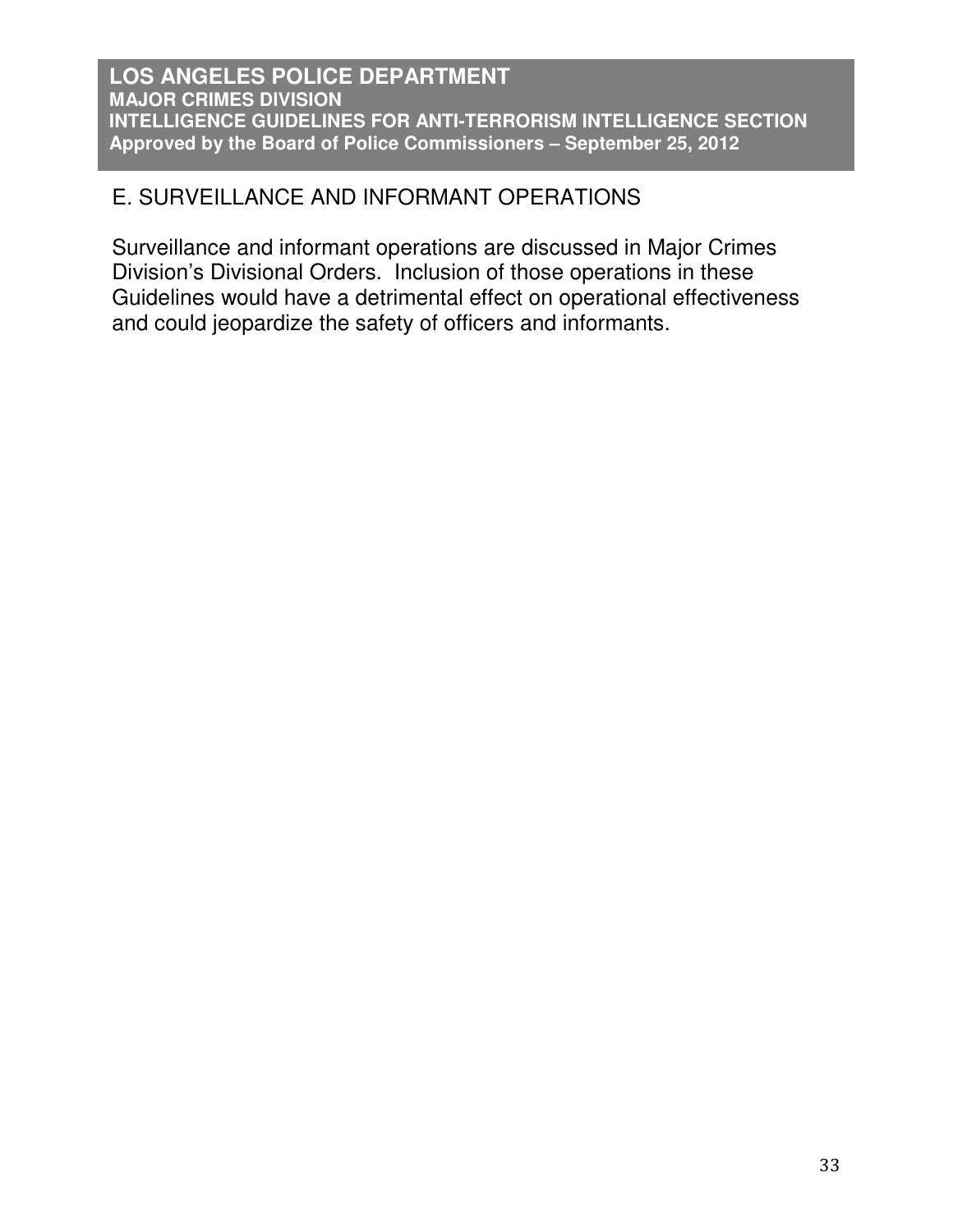## E. SURVEILLANCE AND INFORMANT OPERATIONS

Surveillance and informant operations are discussed in Major Crimes Division's Divisional Orders. Inclusion of those operations in these Guidelines would have a detrimental effect on operational effectiveness and could jeopardize the safety of officers and informants.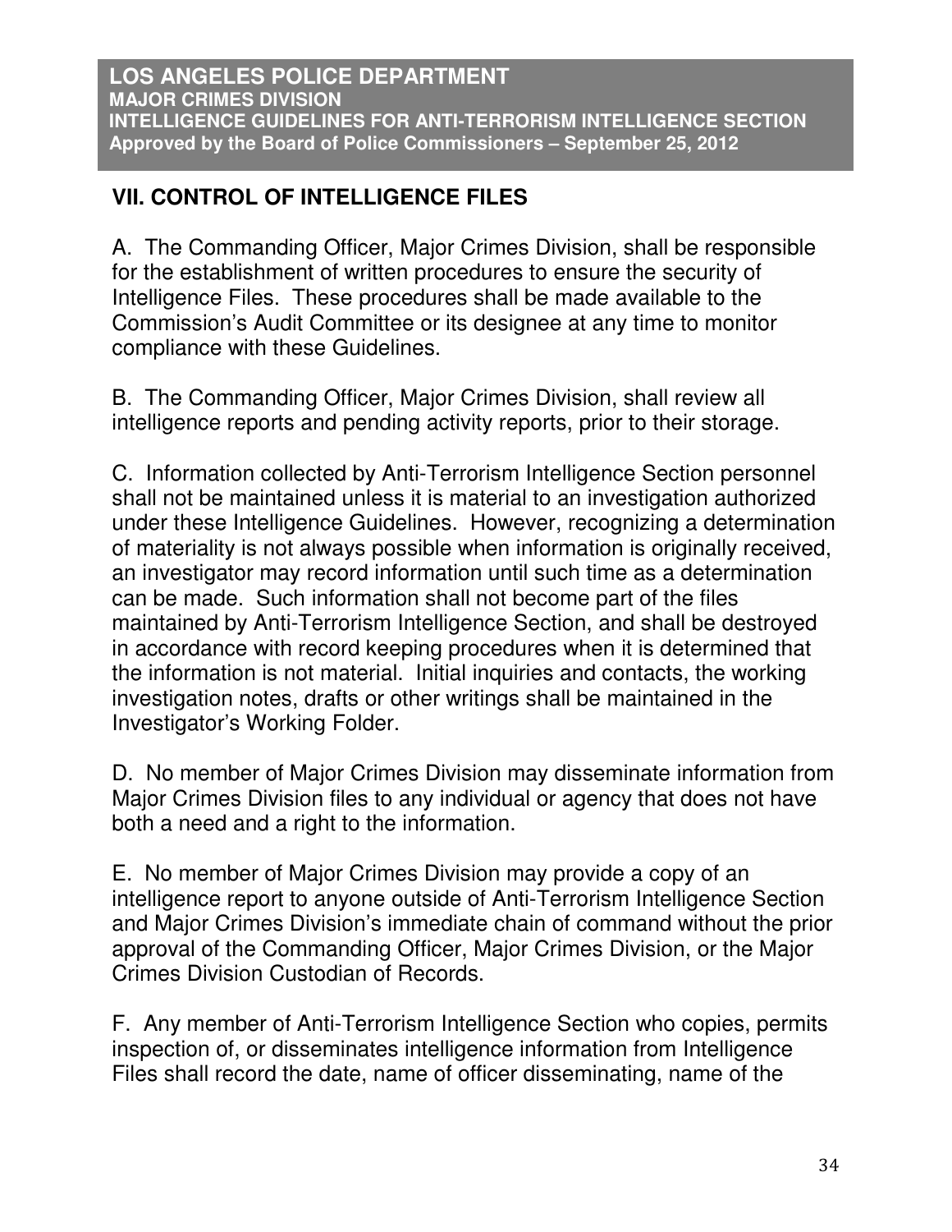## VII. CONTROL OF INTELLIGENCE FILES

A. The Commanding Officer, Major Crimes Division, shall be responsible for the establishment of written procedures to ensure the security of Intelligence Files. These procedures shall be made available to the Commission's Audit Committee or its designee at any time to monitor compliance with these Guidelines.

B. The Commanding Officer, Major Crimes Division, shall review all intelligence reports and pending activity reports, prior to their storage.

C. Information collected by Anti-Terrorism Intelligence Section personnel shall not be maintained unless it is material to an investigation authorized under these Intelligence Guidelines. However, recognizing a determination of materiality is not always possible when information is originally received, an investigator may record information until such time as a determination can be made. Such information shall not become part of the files maintained by Anti-Terrorism Intelligence Section, and shall be destroyed in accordance with record keeping procedures when it is determined that the information is not material. Initial inquiries and contacts, the working investigation notes, drafts or other writings shall be maintained in the Investigator's Working Folder.

D. No member of Major Crimes Division may disseminate information from Major Crimes Division files to any individual or agency that does not have both a need and a right to the information.

E. No member of Major Crimes Division may provide a copy of an intelligence report to anyone outside of Anti-Terrorism Intelligence Section and Major Crimes Division's immediate chain of command without the prior approval of the Commanding Officer, Major Crimes Division, or the Major Crimes Division Custodian of Records.

F. Any member of Anti-Terrorism Intelligence Section who copies, permits inspection of, or disseminates intelligence information from Intelligence Files shall record the date, name of officer disseminating, name of the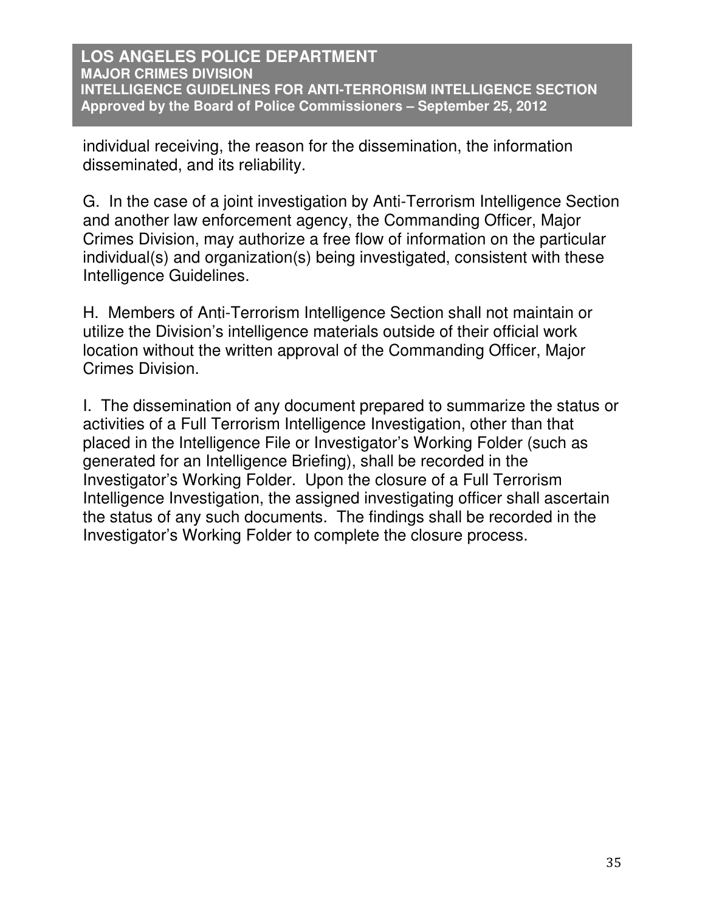individual receiving, the reason for the dissemination, the information disseminated, and its reliability.

G. In the case of a joint investigation by Anti-Terrorism Intelligence Section and another law enforcement agency, the Commanding Officer, Major Crimes Division, may authorize a free flow of information on the particular individual(s) and organization(s) being investigated, consistent with these Intelligence Guidelines.

H. Members of Anti-Terrorism Intelligence Section shall not maintain or utilize the Division's intelligence materials outside of their official work location without the written approval of the Commanding Officer, Major Crimes Division.

I. The dissemination of any document prepared to summarize the status or activities of a Full Terrorism Intelligence Investigation, other than that placed in the Intelligence File or Investigator's Working Folder (such as generated for an Intelligence Briefing), shall be recorded in the Investigator's Working Folder. Upon the closure of a Full Terrorism Intelligence Investigation, the assigned investigating officer shall ascertain the status of any such documents. The findings shall be recorded in the Investigator's Working Folder to complete the closure process.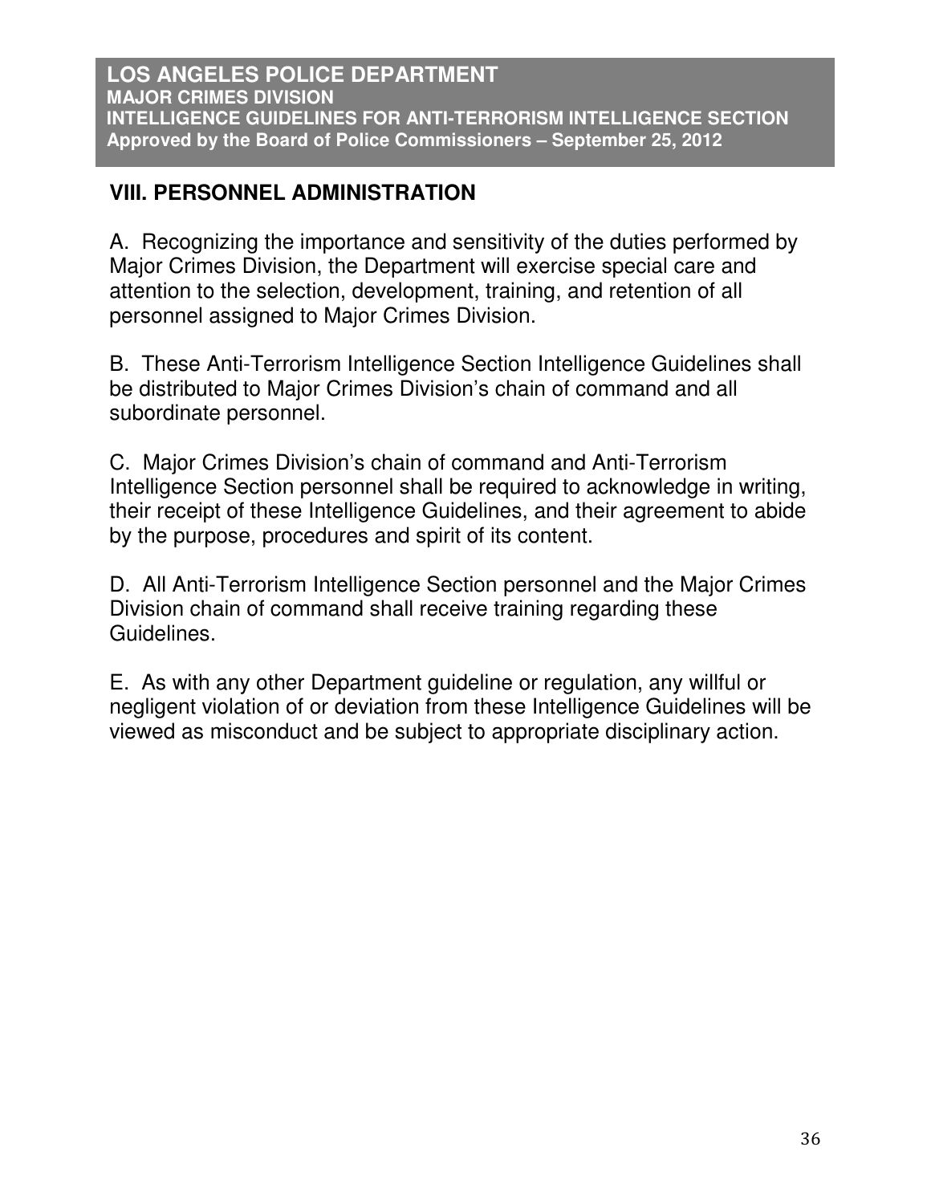## VIII. PERSONNEL ADMINISTRATION

A. Recognizing the importance and sensitivity of the duties performed by Major Crimes Division, the Department will exercise special care and attention to the selection, development, training, and retention of all personnel assigned to Major Crimes Division.

B. These Anti-Terrorism Intelligence Section Intelligence Guidelines shall be distributed to Major Crimes Division's chain of command and all subordinate personnel.

C. Major Crimes Division's chain of command and Anti-Terrorism Intelligence Section personnel shall be required to acknowledge in writing, their receipt of these Intelligence Guidelines, and their agreement to abide by the purpose, procedures and spirit of its content.

D. All Anti-Terrorism Intelligence Section personnel and the Major Crimes Division chain of command shall receive training regarding these Guidelines.

E. As with any other Department guideline or regulation, any willful or negligent violation of or deviation from these Intelligence Guidelines will be viewed as misconduct and be subject to appropriate disciplinary action.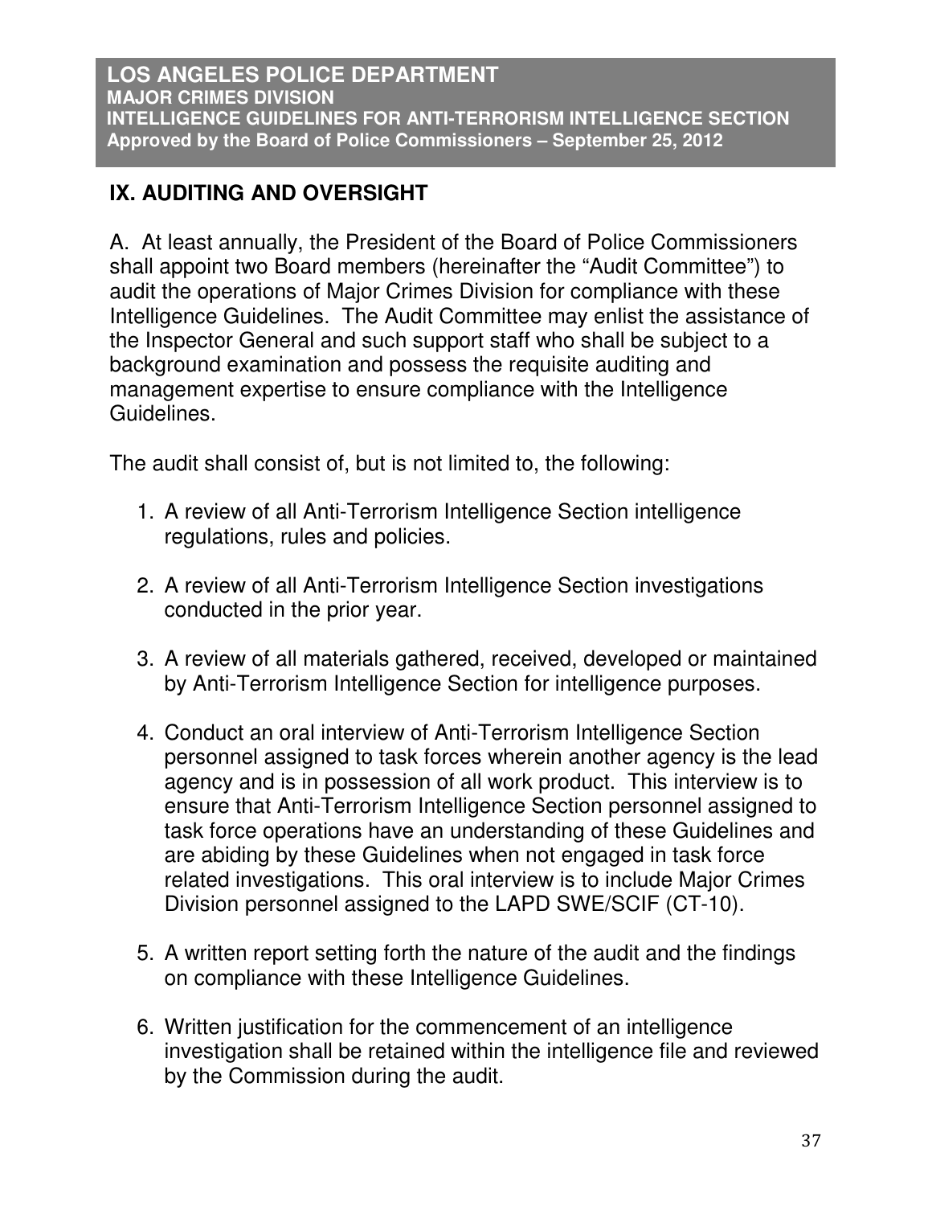## IX. AUDITING AND OVERSIGHT

A. At least annually, the President of the Board of Police Commissioners shall appoint two Board members (hereinafter the "Audit Committee") to audit the operations of Major Crimes Division for compliance with these Intelligence Guidelines. The Audit Committee may enlist the assistance of the Inspector General and such support staff who shall be subject to a background examination and possess the requisite auditing and management expertise to ensure compliance with the Intelligence Guidelines.

The audit shall consist of, but is not limited to, the following:

1. A review of all Anti-Terrorism Intelligence Section intelligence regulations, rules and policies.

2. A review of all Anti-Terrorism Intelligence Section investigations conducted in the prior year.

3. A review of all materials gathered, received, developed or maintained by Anti-Terrorism Intelligence Section for intelligence purposes.

4. Conduct an oral interview of Anti-Terrorism Intelligence Section personnel assigned to task forces wherein another agency is the lead agency and is in possession of all work product. This interview is to ensure that Anti-Terrorism Intelligence Section personnel assigned to task force operations have an understanding of these Guidelines and are abiding by these Guidelines when not engaged in task force related investigations. This oral interview is to include Major Crimes Division personnel assigned to the LAPD SWE/SCIF (CT-10).

5. A written report setting forth the nature of the audit and the findings on compliance with these Intelligence Guidelines.

6. Written justification for the commencement of an intelligence investigation shall be retained within the intelligence file and reviewed by the Commission during the audit.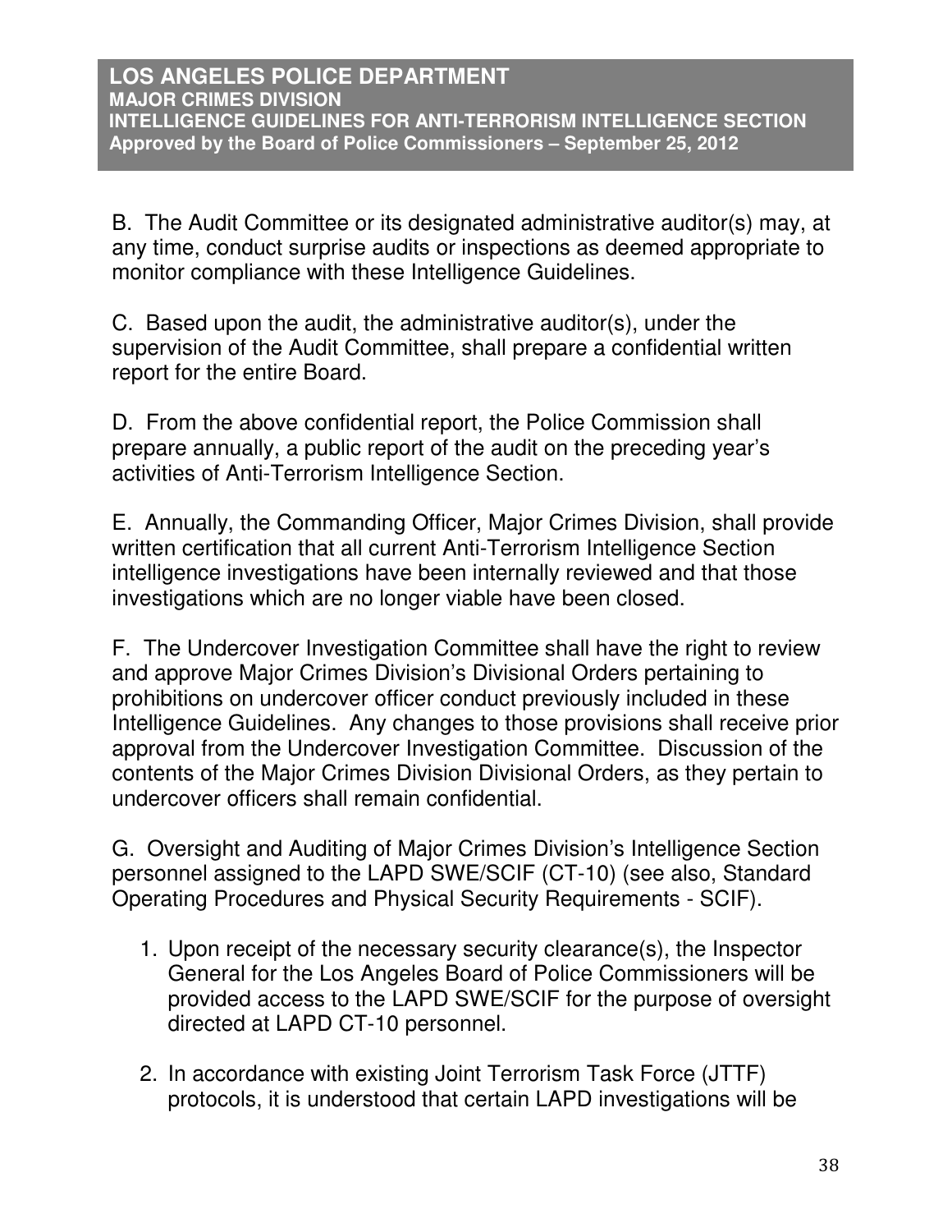B. The Audit Committee or its designated administrative auditor(s) may, at any time, conduct surprise audits or inspections as deemed appropriate to monitor compliance with these Intelligence Guidelines.

C. Based upon the audit, the administrative auditor(s), under the supervision of the Audit Committee, shall prepare a confidential written report for the entire Board.

D. From the above confidential report, the Police Commission shall prepare annually, a public report of the audit on the preceding year's activities of Anti-Terrorism Intelligence Section.

E. Annually, the Commanding Officer, Major Crimes Division, shall provide written certification that all current Anti-Terrorism Intelligence Section intelligence investigations have been internally reviewed and that those investigations which are no longer viable have been closed.

F. The Undercover Investigation Committee shall have the right to review and approve Major Crimes Division's Divisional Orders pertaining to prohibitions on undercover officer conduct previously included in these Intelligence Guidelines. Any changes to those provisions shall receive prior approval from the Undercover Investigation Committee. Discussion of the contents of the Major Crimes Division Divisional Orders, as they pertain to undercover officers shall remain confidential.

G. Oversight and Auditing of Major Crimes Division's Intelligence Section personnel assigned to the LAPD SWE/SCIF (CT-10) (see also, Standard Operating Procedures and Physical Security Requirements - SCIF).

1. Upon receipt of the necessary security clearance(s), the Inspector General for the Los Angeles Board of Police Commissioners will be provided access to the LAPD SWE/SCIF for the purpose of oversight directed at LAPD CT-10 personnel.

2. In accordance with existing Joint Terrorism Task Force (JTTF) protocols, it is understood that certain LAPD investigations will be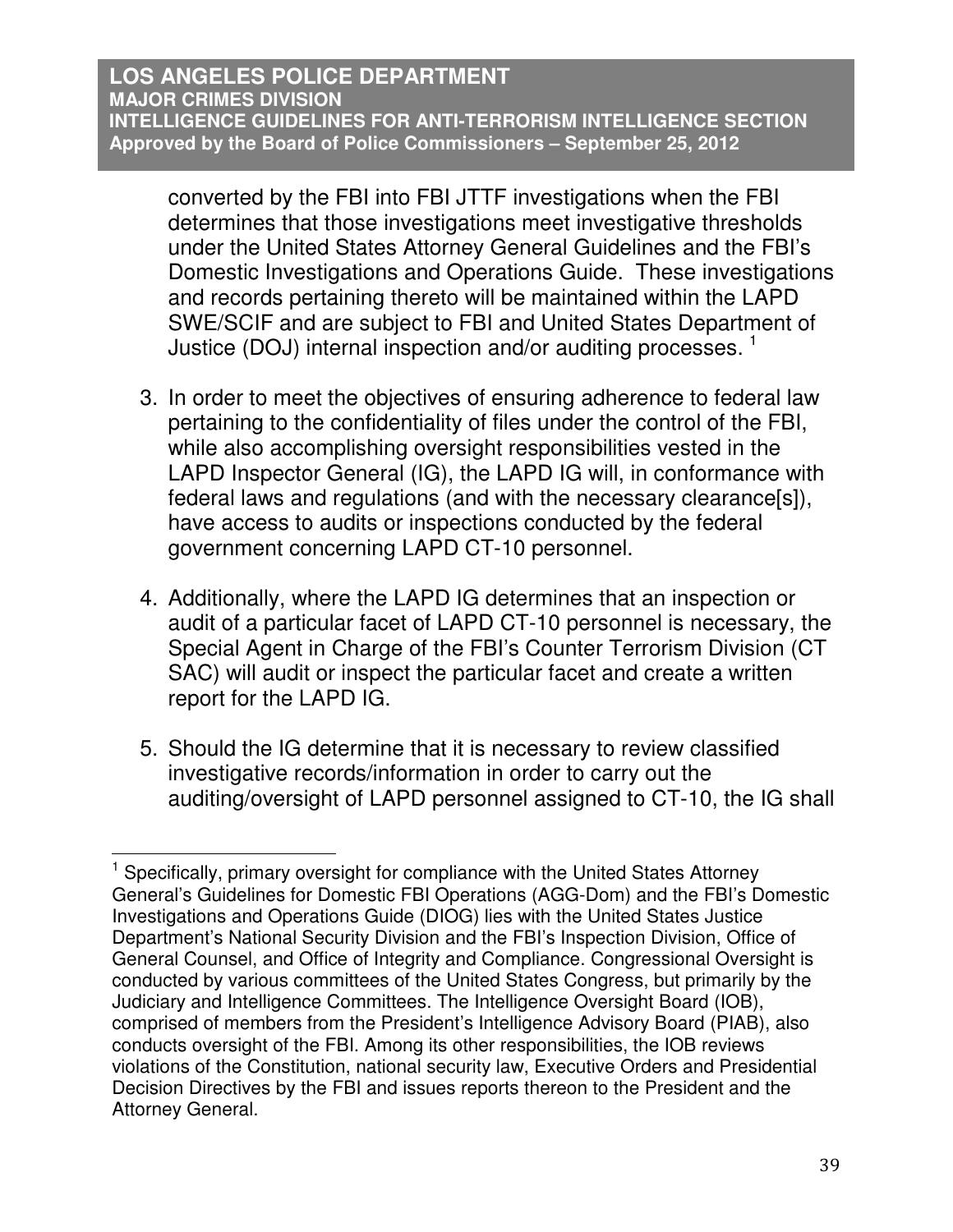converted by the FBI into FBI JTTF investigations when the FBI determines that those investigations meet investigative thresholds under the United States Attorney General Guidelines and the FBI's Domestic Investigations and Operations Guide. These investigations and records pertaining thereto will be maintained within the LAPD SWE/SCIF and are subject to FBI and United States Department of Justice (DOJ) internal inspection and/or auditing processes. [1]

3. In order to meet the objectives of ensuring adherence to federal law pertaining to the confidentiality of files under the control of the FBI, while also accomplishing oversight responsibilities vested in the LAPD Inspector General (IG), the LAPD IG will, in conformance with federal laws and regulations (and with the necessary clearance[s]), have access to audits or inspections conducted by the federal government concerning LAPD CT-10 personnel.

4. Additionally, where the LAPD IG determines that an inspection or audit of a particular facet of LAPD CT-10 personnel is necessary, the Special Agent in Charge of the FBI's Counter Terrorism Division (CT SAC) will audit or inspect the particular facet and create a written report for the LAPD IG.

5. Should the IG determine that it is necessary to review classified investigative records/information in order to carry out the auditing/oversight of LAPD personnel assigned to CT-10, the IG shall

---

[1] Specifically, primary oversight for compliance with the United States Attorney General's Guidelines for Domestic FBI Operations (AGG-Dom) and the FBI's Domestic Investigations and Operations Guide (DIOG) lies with the United States Justice Department's National Security Division and the FBI's Inspection Division, Office of General Counsel, and Office of Integrity and Compliance. Congressional Oversight is conducted by various committees of the United States Congress, but primarily by the Judiciary and Intelligence Committees. The Intelligence Oversight Board (IOB), comprised of members from the President's Intelligence Advisory Board (PIAB), also conducts oversight of the FBI. Among its other responsibilities, the IOB reviews violations of the Constitution, national security law, Executive Orders and Presidential Decision Directives by the FBI and issues reports thereon to the President and the Attorney General.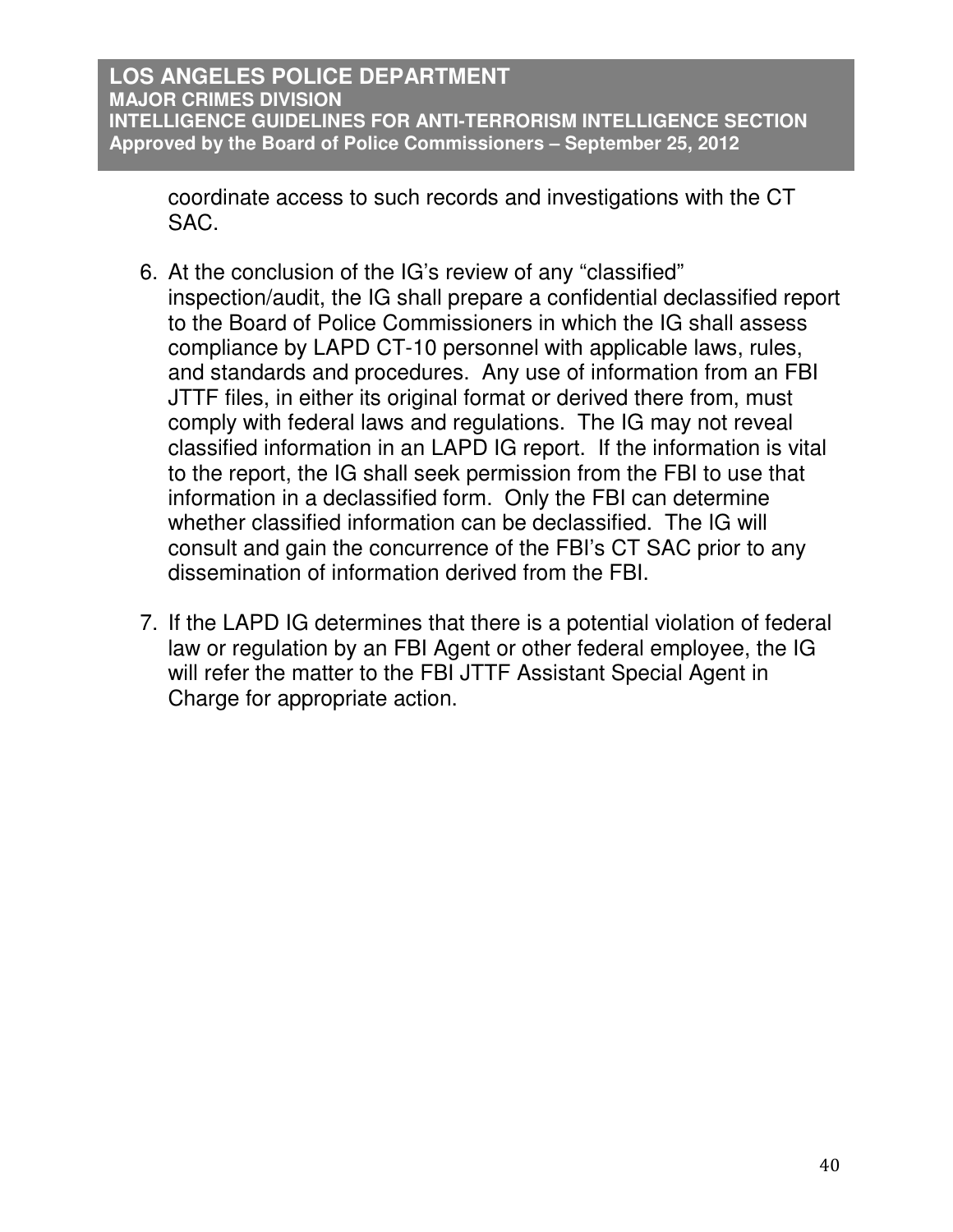coordinate access to such records and investigations with the CT SAC.

6. At the conclusion of the IG's review of any "classified" inspection/audit, the IG shall prepare a confidential declassified report to the Board of Police Commissioners in which the IG shall assess compliance by LAPD CT-10 personnel with applicable laws, rules, and standards and procedures. Any use of information from an FBI JTTF files, in either its original format or derived there from, must comply with federal laws and regulations. The IG may not reveal classified information in an LAPD IG report. If the information is vital to the report, the IG shall seek permission from the FBI to use that information in a declassified form. Only the FBI can determine whether classified information can be declassified. The IG will consult and gain the concurrence of the FBI's CT SAC prior to any dissemination of information derived from the FBI.

7. If the LAPD IG determines that there is a potential violation of federal law or regulation by an FBI Agent or other federal employee, the IG will refer the matter to the FBI JTTF Assistant Special Agent in Charge for appropriate action.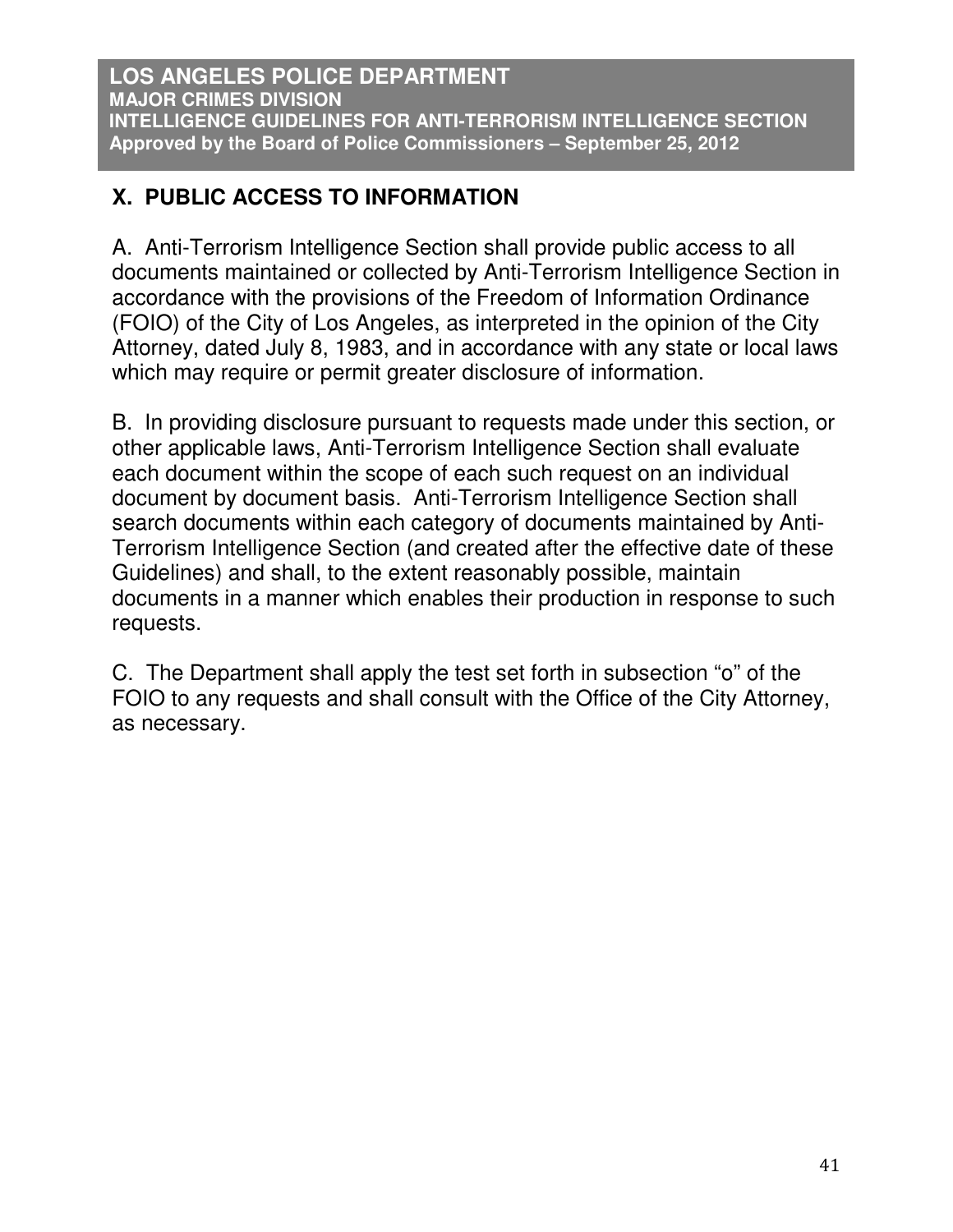## X. PUBLIC ACCESS TO INFORMATION

A. Anti-Terrorism Intelligence Section shall provide public access to all documents maintained or collected by Anti-Terrorism Intelligence Section in accordance with the provisions of the Freedom of Information Ordinance (FOIO) of the City of Los Angeles, as interpreted in the opinion of the City Attorney, dated July 8, 1983, and in accordance with any state or local laws which may require or permit greater disclosure of information.

B. In providing disclosure pursuant to requests made under this section, or other applicable laws, Anti-Terrorism Intelligence Section shall evaluate each document within the scope of each such request on an individual document by document basis. Anti-Terrorism Intelligence Section shall search documents within each category of documents maintained by Anti-Terrorism Intelligence Section (and created after the effective date of these Guidelines) and shall, to the extent reasonably possible, maintain documents in a manner which enables their production in response to such requests.

C. The Department shall apply the test set forth in subsection "o" of the FOIO to any requests and shall consult with the Office of the City Attorney, as necessary.